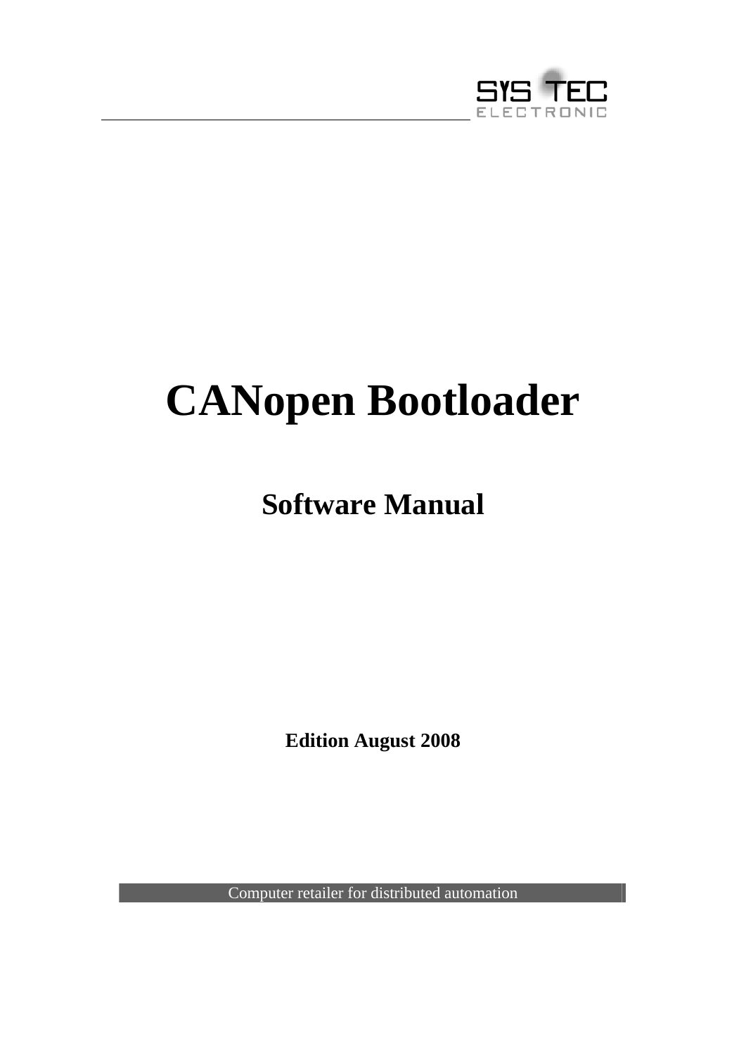SYS TEC ELECTRONIC

# CANopen Bootloader

## Software Manual

**Edition August 2008**

Computer retailer for distributed automation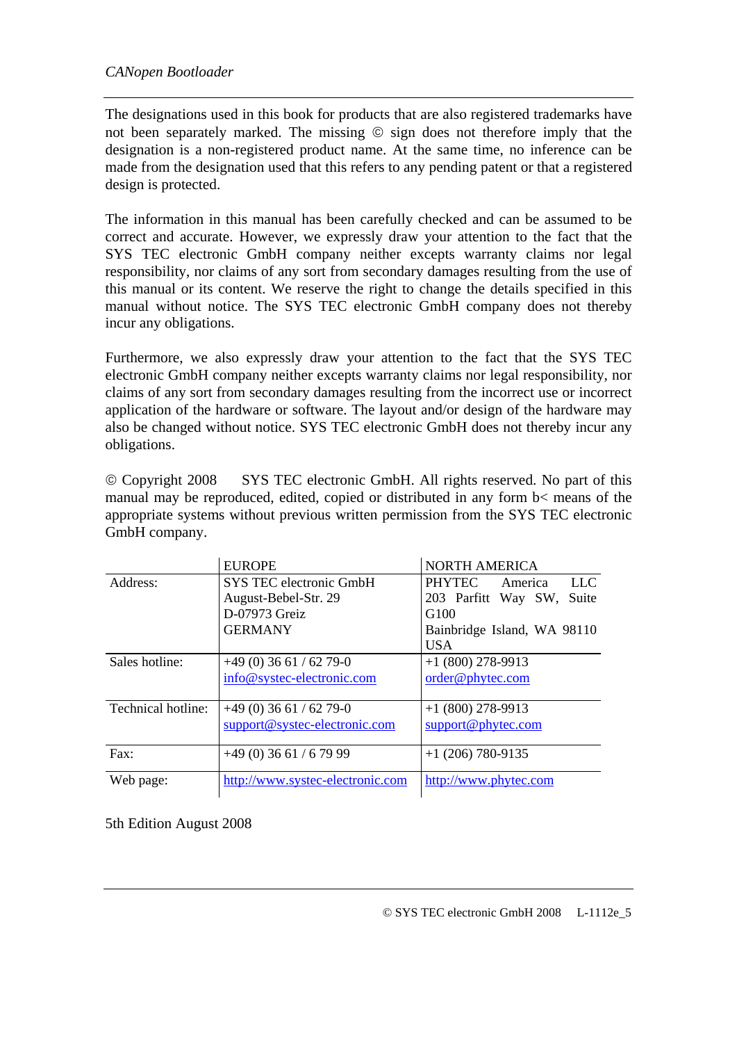The designations used in this book for products that are also registered trademarks have not been separately marked. The missing © sign does not therefore imply that the designation is a non-registered product name. At the same time, no inference can be made from the designation used that this refers to any pending patent or that a registered design is protected.

The information in this manual has been carefully checked and can be assumed to be correct and accurate. However, we expressly draw your attention to the fact that the SYS TEC electronic GmbH company neither excepts warranty claims nor legal responsibility, nor claims of any sort from secondary damages resulting from the use of this manual or its content. We reserve the right to change the details specified in this manual without notice. The SYS TEC electronic GmbH company does not thereby incur any obligations.

Furthermore, we also expressly draw your attention to the fact that the SYS TEC electronic GmbH company neither excepts warranty claims nor legal responsibility, nor claims of any sort from secondary damages resulting from the incorrect use or incorrect application of the hardware or software. The layout and/or design of the hardware may also be changed without notice. SYS TEC electronic GmbH does not thereby incur any obligations.

© Copyright 2008 SYS TEC electronic GmbH. All rights reserved. No part of this manual may be reproduced, edited, copied or distributed in any form b< means of the appropriate systems without previous written permission from the SYS TEC electronic GmbH company.

| | EUROPE | NORTH AMERICA |
|---|---|---|
| Address: | SYS TEC electronic GmbH<br>August-Bebel-Str. 29<br>D-07973 Greiz<br>GERMANY | PHYTEC America LLC<br>203 Parfitt Way SW, Suite G100<br>Bainbridge Island, WA 98110<br>USA |
| Sales hotline: | +49 (0) 36 61 / 62 79-0<br>info@systec-electronic.com | +1 (800) 278-9913<br>order@phytec.com |
| Technical hotline: | +49 (0) 36 61 / 62 79-0<br>support@systec-electronic.com | +1 (800) 278-9913<br>support@phytec.com |
| Fax: | +49 (0) 36 61 / 6 79 99 | +1 (206) 780-9135 |
| Web page: | http://www.systec-electronic.com | http://www.phytec.com |

5th Edition August 2008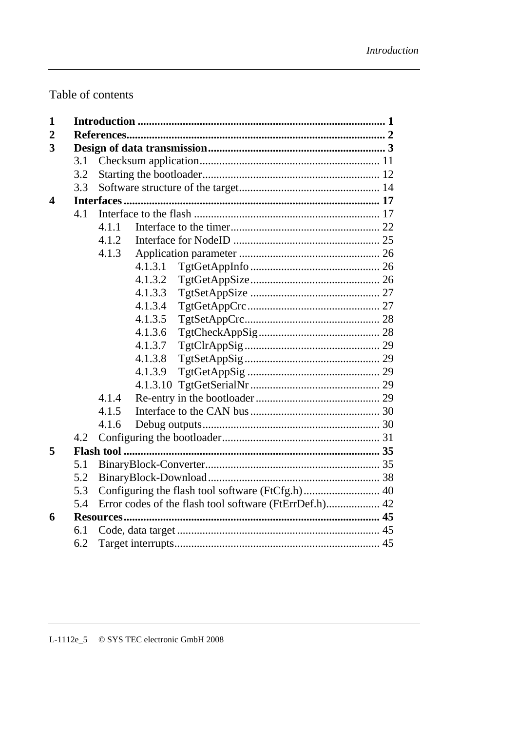Table of contents

| | | |
|---|---|---|
| **1** | **Introduction** | **1** |
| **2** | **References** | **2** |
| **3** | **Design of data transmission** | **3** |
| 3.1 | Checksum application | 11 |
| 3.2 | Starting the bootloader | 12 |
| 3.3 | Software structure of the target | 14 |
| **4** | **Interfaces** | **17** |
| 4.1 | Interface to the flash | 17 |
| 4.1.1 | Interface to the timer | 22 |
| 4.1.2 | Interface for NodeID | 25 |
| 4.1.3 | Application parameter | 26 |
| 4.1.3.1 | TgtGetAppInfo | 26 |
| 4.1.3.2 | TgtGetAppSize | 26 |
| 4.1.3.3 | TgtSetAppSize | 27 |
| 4.1.3.4 | TgtGetAppCrc | 27 |
| 4.1.3.5 | TgtSetAppCrc | 28 |
| 4.1.3.6 | TgtCheckAppSig | 28 |
| 4.1.3.7 | TgtClrAppSig | 29 |
| 4.1.3.8 | TgtSetAppSig | 29 |
| 4.1.3.9 | TgtGetAppSig | 29 |
| 4.1.3.10 | TgtGetSerialNr | 29 |
| 4.1.4 | Re-entry in the bootloader | 29 |
| 4.1.5 | Interface to the CAN bus | 30 |
| 4.1.6 | Debug outputs | 30 |
| 4.2 | Configuring the bootloader | 31 |
| **5** | **Flash tool** | **35** |
| 5.1 | BinaryBlock-Converter | 35 |
| 5.2 | BinaryBlock-Download | 38 |
| 5.3 | Configuring the flash tool software (FtCfg.h) | 40 |
| 5.4 | Error codes of the flash tool software (FtErrDef.h) | 42 |
| **6** | **Resources** | **45** |
| 6.1 | Code, data target | 45 |
| 6.2 | Target interrupts | 45 |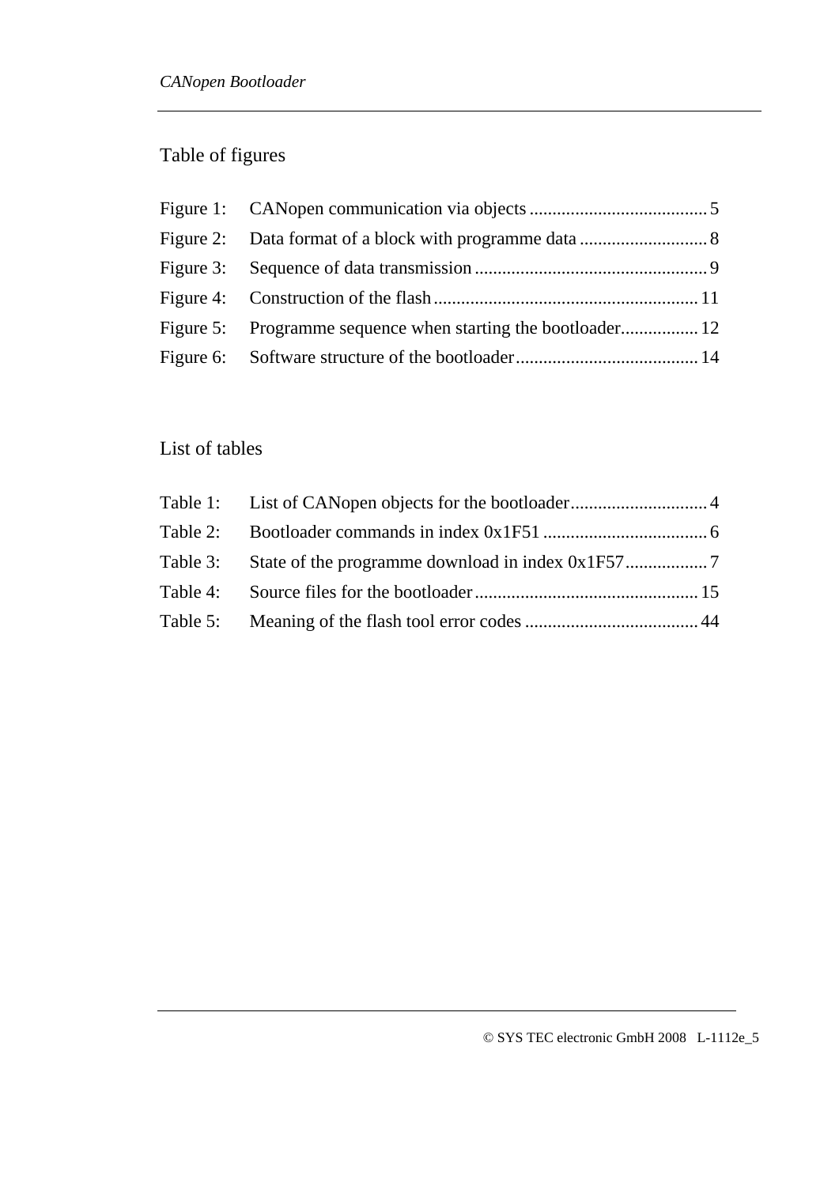## Table of figures

Figure 1: CANopen communication via objects ....................................... 5
Figure 2: Data format of a block with programme data ............................ 8
Figure 3: Sequence of data transmission ................................................... 9
Figure 4: Construction of the flash .......................................................... 11
Figure 5: Programme sequence when starting the bootloader................. 12
Figure 6: Software structure of the bootloader........................................ 14

## List of tables

Table 1: List of CANopen objects for the bootloader.............................. 4
Table 2: Bootloader commands in index 0x1F51 .................................... 6
Table 3: State of the programme download in index 0x1F57.................. 7
Table 4: Source files for the bootloader ................................................. 15
Table 5: Meaning of the flash tool error codes ...................................... 44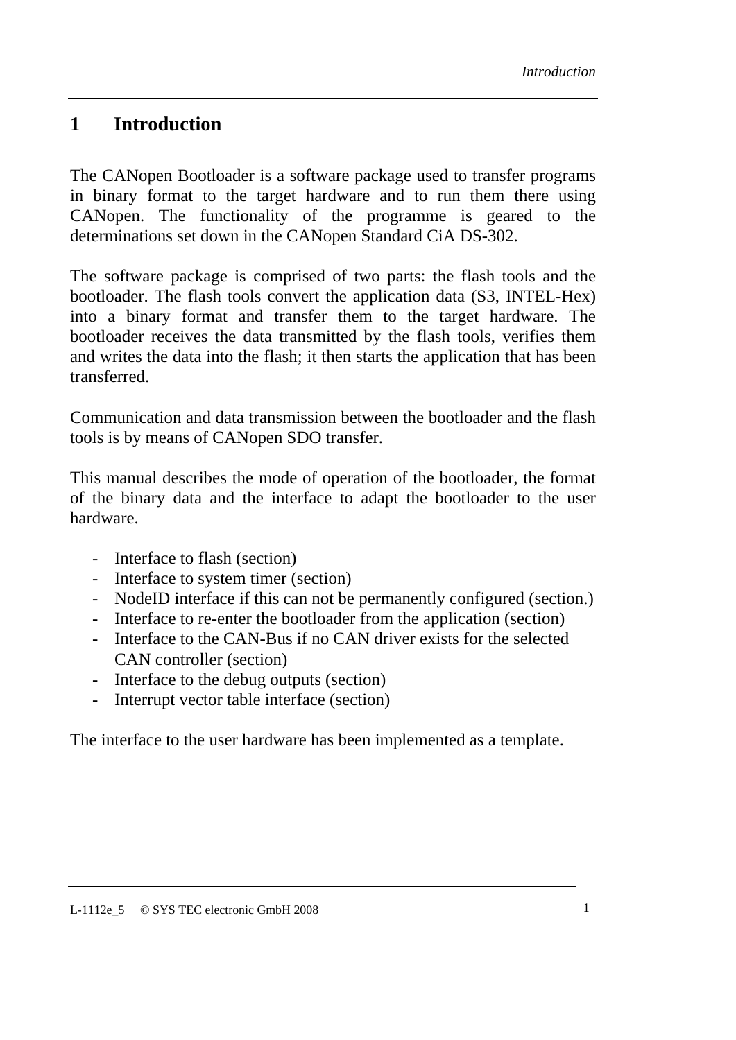# 1 Introduction

The CANopen Bootloader is a software package used to transfer programs in binary format to the target hardware and to run them there using CANopen. The functionality of the programme is geared to the determinations set down in the CANopen Standard CiA DS-302.

The software package is comprised of two parts: the flash tools and the bootloader. The flash tools convert the application data (S3, INTEL-Hex) into a binary format and transfer them to the target hardware. The bootloader receives the data transmitted by the flash tools, verifies them and writes the data into the flash; it then starts the application that has been transferred.

Communication and data transmission between the bootloader and the flash tools is by means of CANopen SDO transfer.

This manual describes the mode of operation of the bootloader, the format of the binary data and the interface to adapt the bootloader to the user hardware.

- Interface to flash (section)
- Interface to system timer (section)
- NodeID interface if this can not be permanently configured (section.)
- Interface to re-enter the bootloader from the application (section)
- Interface to the CAN-Bus if no CAN driver exists for the selected CAN controller (section)
- Interface to the debug outputs (section)
- Interrupt vector table interface (section)

The interface to the user hardware has been implemented as a template.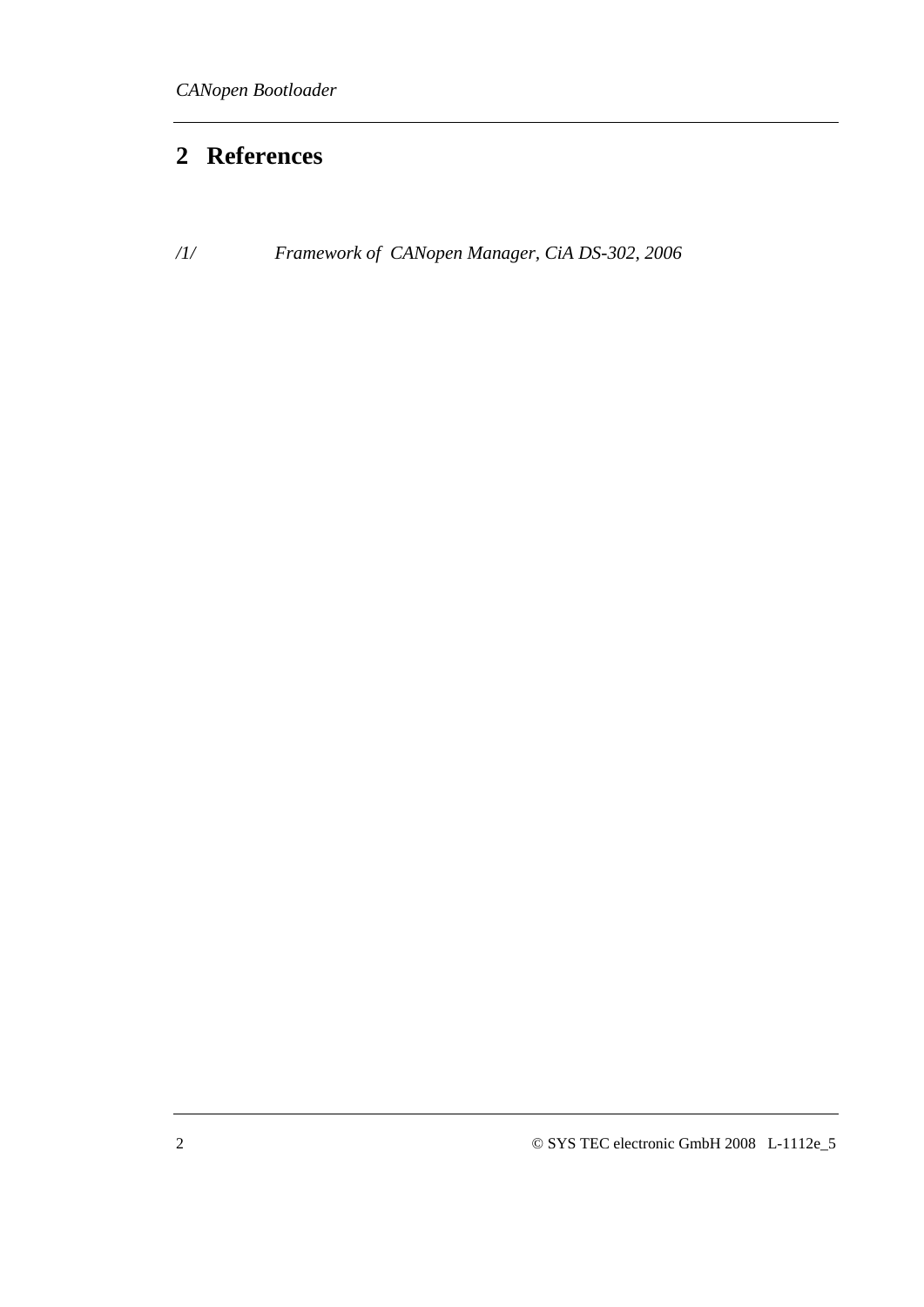# 2 References

*/1/ Framework of CANopen Manager, CiA DS-302, 2006*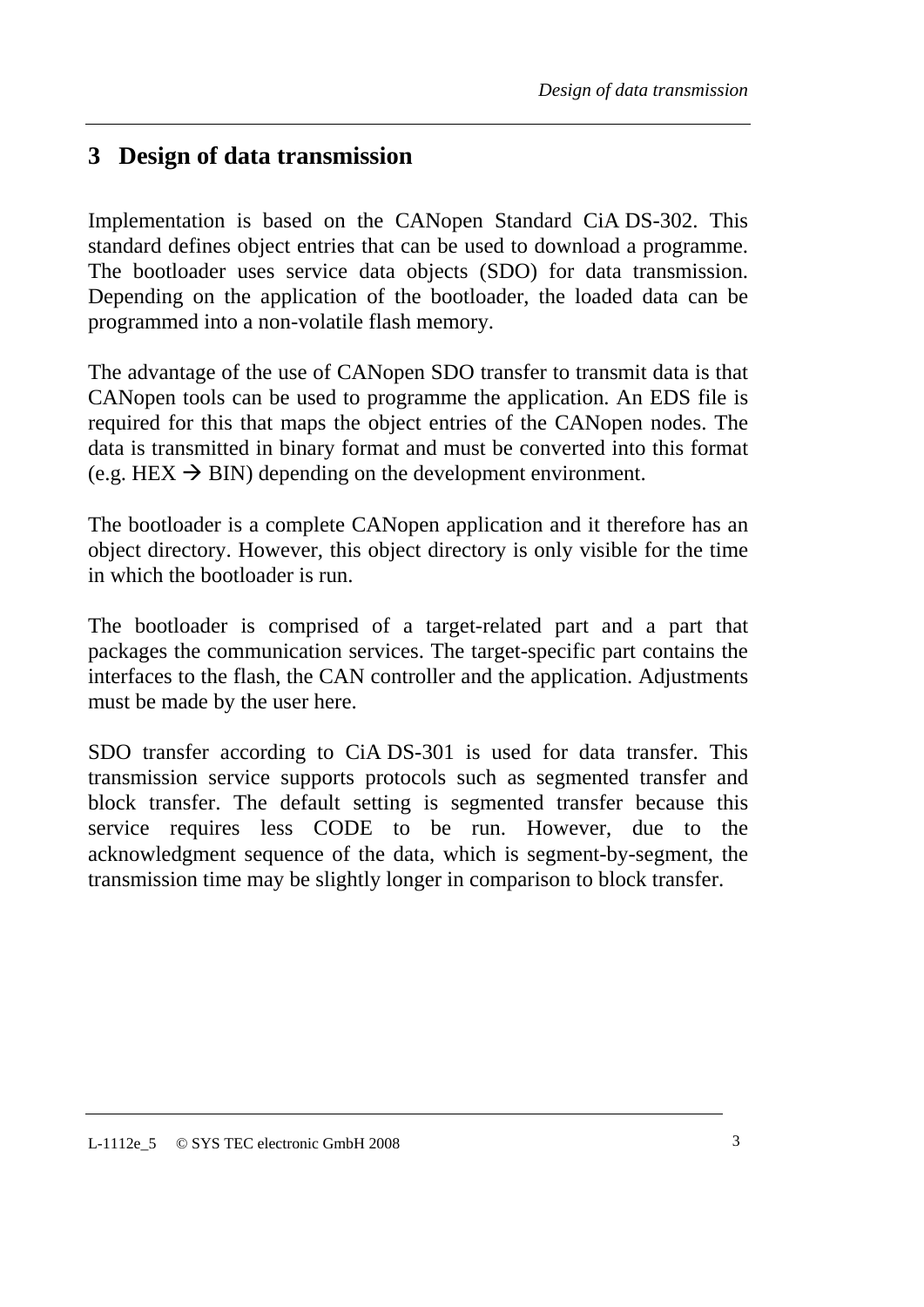# 3 Design of data transmission

Implementation is based on the CANopen Standard CiA DS-302. This standard defines object entries that can be used to download a programme. The bootloader uses service data objects (SDO) for data transmission. Depending on the application of the bootloader, the loaded data can be programmed into a non-volatile flash memory.

The advantage of the use of CANopen SDO transfer to transmit data is that CANopen tools can be used to programme the application. An EDS file is required for this that maps the object entries of the CANopen nodes. The data is transmitted in binary format and must be converted into this format (e.g. HEX → BIN) depending on the development environment.

The bootloader is a complete CANopen application and it therefore has an object directory. However, this object directory is only visible for the time in which the bootloader is run.

The bootloader is comprised of a target-related part and a part that packages the communication services. The target-specific part contains the interfaces to the flash, the CAN controller and the application. Adjustments must be made by the user here.

SDO transfer according to CiA DS-301 is used for data transfer. This transmission service supports protocols such as segmented transfer and block transfer. The default setting is segmented transfer because this service requires less CODE to be run. However, due to the acknowledgment sequence of the data, which is segment-by-segment, the transmission time may be slightly longer in comparison to block transfer.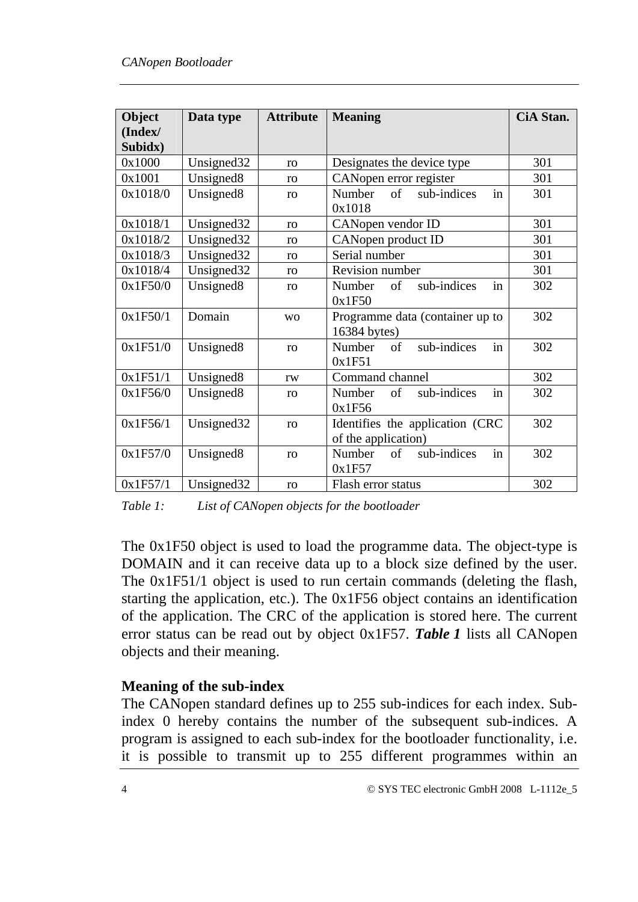| Object (Index/ Subidx) | Data type | Attribute | Meaning | CiA Stan. |
|---|---|---|---|---|
| 0x1000 | Unsigned32 | ro | Designates the device type | 301 |
| 0x1001 | Unsigned8 | ro | CANopen error register | 301 |
| 0x1018/0 | Unsigned8 | ro | Number of sub-indices in 0x1018 | 301 |
| 0x1018/1 | Unsigned32 | ro | CANopen vendor ID | 301 |
| 0x1018/2 | Unsigned32 | ro | CANopen product ID | 301 |
| 0x1018/3 | Unsigned32 | ro | Serial number | 301 |
| 0x1018/4 | Unsigned32 | ro | Revision number | 301 |
| 0x1F50/0 | Unsigned8 | ro | Number of sub-indices in 0x1F50 | 302 |
| 0x1F50/1 | Domain | wo | Programme data (container up to 16384 bytes) | 302 |
| 0x1F51/0 | Unsigned8 | ro | Number of sub-indices in 0x1F51 | 302 |
| 0x1F51/1 | Unsigned8 | rw | Command channel | 302 |
| 0x1F56/0 | Unsigned8 | ro | Number of sub-indices in 0x1F56 | 302 |
| 0x1F56/1 | Unsigned32 | ro | Identifies the application (CRC of the application) | 302 |
| 0x1F57/0 | Unsigned8 | ro | Number of sub-indices in 0x1F57 | 302 |
| 0x1F57/1 | Unsigned32 | ro | Flash error status | 302 |

*Table 1: List of CANopen objects for the bootloader*

The 0x1F50 object is used to load the programme data. The object-type is DOMAIN and it can receive data up to a block size defined by the user. The 0x1F51/1 object is used to run certain commands (deleting the flash, starting the application, etc.). The 0x1F56 object contains an identification of the application. The CRC of the application is stored here. The current error status can be read out by object 0x1F57. ***Table 1*** lists all CANopen objects and their meaning.

**Meaning of the sub-index**

The CANopen standard defines up to 255 sub-indices for each index. Sub-index 0 hereby contains the number of the subsequent sub-indices. A program is assigned to each sub-index for the bootloader functionality, i.e. it is possible to transmit up to 255 different programmes within an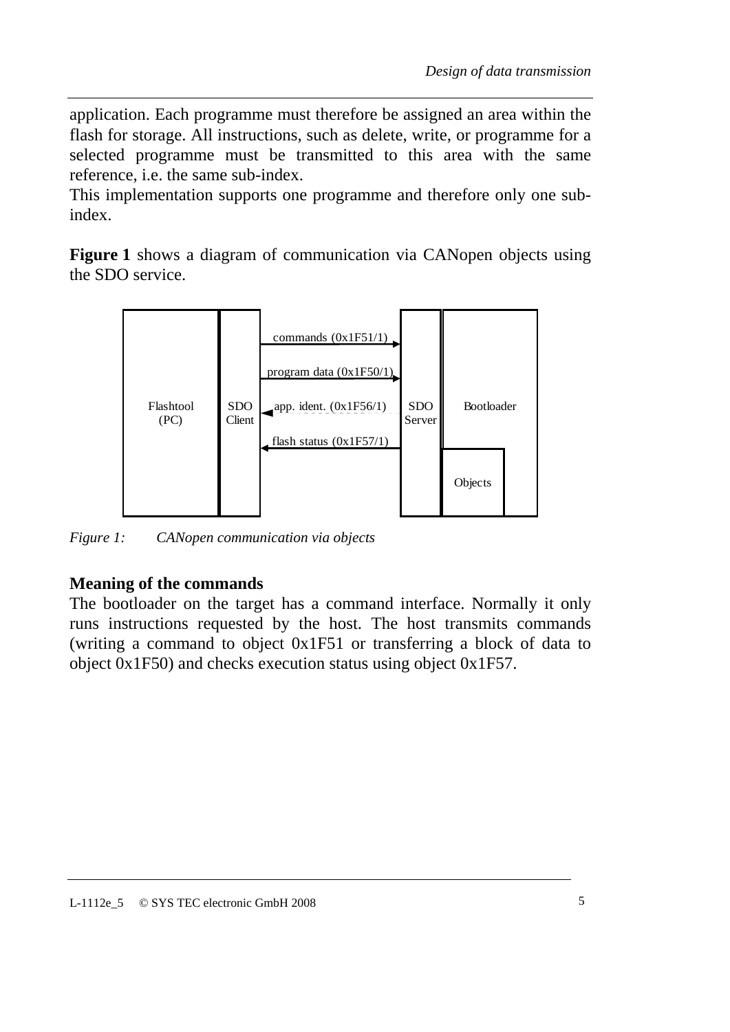application. Each programme must therefore be assigned an area within the flash for storage. All instructions, such as delete, write, or programme for a selected programme must be transmitted to this area with the same reference, i.e. the same sub-index.
This implementation supports one programme and therefore only one sub-index.

**Figure 1** shows a diagram of communication via CANopen objects using the SDO service.

*Figure 1: CANopen communication via objects*

**Meaning of the commands**

The bootloader on the target has a command interface. Normally it only runs instructions requested by the host. The host transmits commands (writing a command to object 0x1F51 or transferring a block of data to object 0x1F50) and checks execution status using object 0x1F57.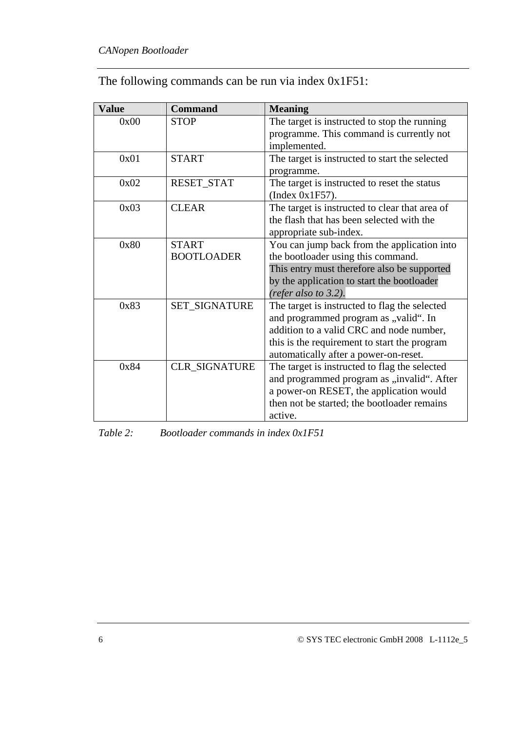The following commands can be run via index 0x1F51:

| Value | Command | Meaning |
|---|---|---|
| 0x00 | STOP | The target is instructed to stop the running programme. This command is currently not implemented. |
| 0x01 | START | The target is instructed to start the selected programme. |
| 0x02 | RESET_STAT | The target is instructed to reset the status (Index 0x1F57). |
| 0x03 | CLEAR | The target is instructed to clear that area of the flash that has been selected with the appropriate sub-index. |
| 0x80 | START BOOTLOADER | You can jump back from the application into the bootloader using this command. This entry must therefore also be supported by the application to start the bootloader *(refer also to 3.2)*. |
| 0x83 | SET_SIGNATURE | The target is instructed to flag the selected and programmed program as „valid“. In addition to a valid CRC and node number, this is the requirement to start the program automatically after a power-on-reset. |
| 0x84 | CLR_SIGNATURE | The target is instructed to flag the selected and programmed program as „invalid“. After a power-on RESET, the application would then not be started; the bootloader remains active. |

*Table 2: Bootloader commands in index 0x1F51*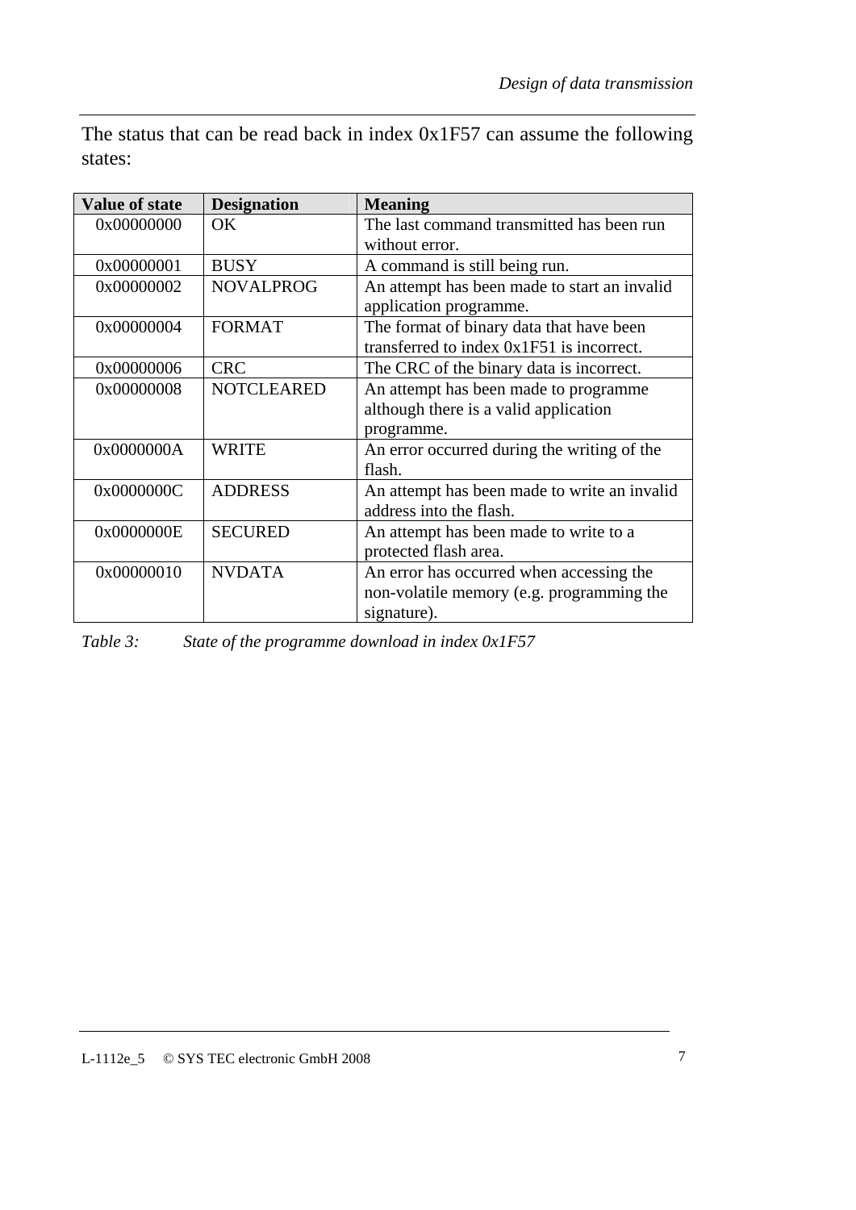The status that can be read back in index 0x1F57 can assume the following states:

| Value of state | Designation | Meaning |
|---|---|---|
| 0x00000000 | OK | The last command transmitted has been run without error. |
| 0x00000001 | BUSY | A command is still being run. |
| 0x00000002 | NOVALPROG | An attempt has been made to start an invalid application programme. |
| 0x00000004 | FORMAT | The format of binary data that have been transferred to index 0x1F51 is incorrect. |
| 0x00000006 | CRC | The CRC of the binary data is incorrect. |
| 0x00000008 | NOTCLEARED | An attempt has been made to programme although there is a valid application programme. |
| 0x0000000A | WRITE | An error occurred during the writing of the flash. |
| 0x0000000C | ADDRESS | An attempt has been made to write an invalid address into the flash. |
| 0x0000000E | SECURED | An attempt has been made to write to a protected flash area. |
| 0x00000010 | NVDATA | An error has occurred when accessing the non-volatile memory (e.g. programming the signature). |

*Table 3: State of the programme download in index 0x1F57*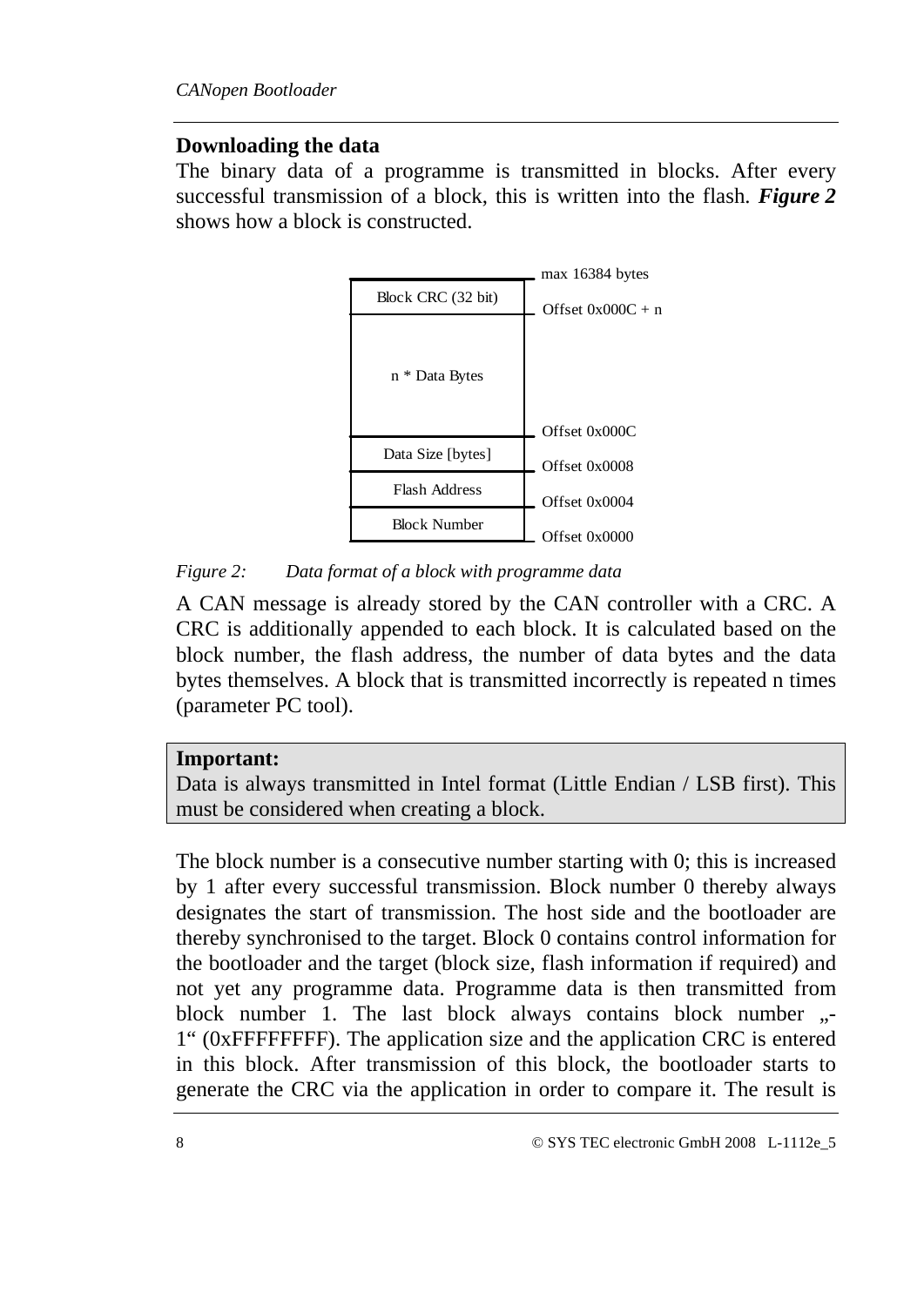## Downloading the data

The binary data of a programme is transmitted in blocks. After every successful transmission of a block, this is written into the flash. ***Figure 2*** shows how a block is constructed.

| Field | Offset |
|---|---|
| | max 16384 bytes |
| Block CRC (32 bit) | Offset 0x000C + n |
| n * Data Bytes | Offset 0x000C |
| Data Size [bytes] | Offset 0x0008 |
| Flash Address | Offset 0x0004 |
| Block Number | Offset 0x0000 |

*Figure 2: Data format of a block with programme data*

A CAN message is already stored by the CAN controller with a CRC. A CRC is additionally appended to each block. It is calculated based on the block number, the flash address, the number of data bytes and the data bytes themselves. A block that is transmitted incorrectly is repeated n times (parameter PC tool).

> **Important:**
> Data is always transmitted in Intel format (Little Endian / LSB first). This must be considered when creating a block.

The block number is a consecutive number starting with 0; this is increased by 1 after every successful transmission. Block number 0 thereby always designates the start of transmission. The host side and the bootloader are thereby synchronised to the target. Block 0 contains control information for the bootloader and the target (block size, flash information if required) and not yet any programme data. Programme data is then transmitted from block number 1. The last block always contains block number „-1“ (0xFFFFFFFF). The application size and the application CRC is entered in this block. After transmission of this block, the bootloader starts to generate the CRC via the application in order to compare it. The result is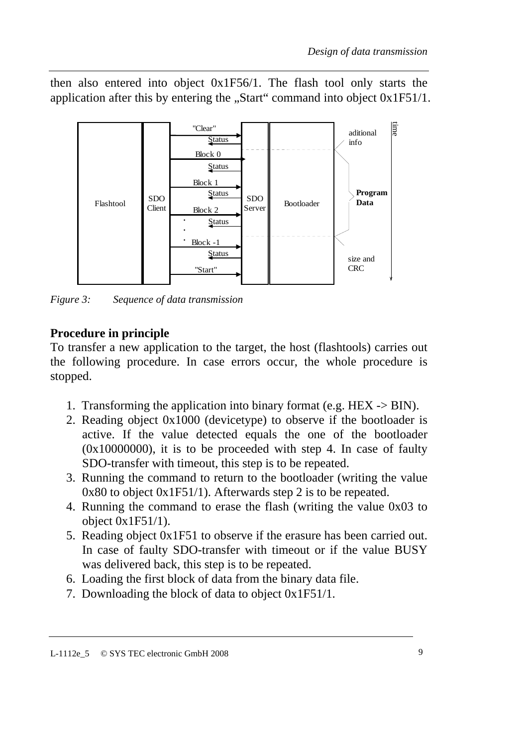then also entered into object 0x1F56/1. The flash tool only starts the application after this by entering the „Start" command into object 0x1F51/1.

*Figure 3: Sequence of data transmission*

**Procedure in principle**

To transfer a new application to the target, the host (flashtools) carries out the following procedure. In case errors occur, the whole procedure is stopped.

1. Transforming the application into binary format (e.g. HEX -> BIN).
2. Reading object 0x1000 (devicetype) to observe if the bootloader is active. If the value detected equals the one of the bootloader (0x10000000), it is to be proceeded with step 4. In case of faulty SDO-transfer with timeout, this step is to be repeated.
3. Running the command to return to the bootloader (writing the value 0x80 to object 0x1F51/1). Afterwards step 2 is to be repeated.
4. Running the command to erase the flash (writing the value 0x03 to object 0x1F51/1).
5. Reading object 0x1F51 to observe if the erasure has been carried out. In case of faulty SDO-transfer with timeout or if the value BUSY was delivered back, this step is to be repeated.
6. Loading the first block of data from the binary data file.
7. Downloading the block of data to object 0x1F51/1.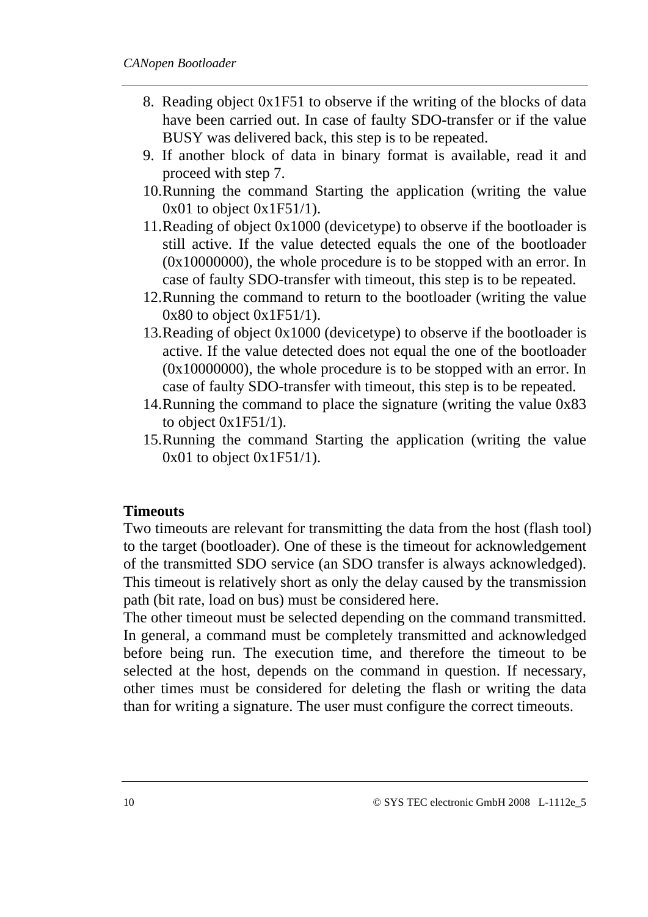8. Reading object 0x1F51 to observe if the writing of the blocks of data have been carried out. In case of faulty SDO-transfer or if the value BUSY was delivered back, this step is to be repeated.
9. If another block of data in binary format is available, read it and proceed with step 7.
10. Running the command Starting the application (writing the value 0x01 to object 0x1F51/1).
11. Reading of object 0x1000 (devicetype) to observe if the bootloader is still active. If the value detected equals the one of the bootloader (0x10000000), the whole procedure is to be stopped with an error. In case of faulty SDO-transfer with timeout, this step is to be repeated.
12. Running the command to return to the bootloader (writing the value 0x80 to object 0x1F51/1).
13. Reading of object 0x1000 (devicetype) to observe if the bootloader is active. If the value detected does not equal the one of the bootloader (0x10000000), the whole procedure is to be stopped with an error. In case of faulty SDO-transfer with timeout, this step is to be repeated.
14. Running the command to place the signature (writing the value 0x83 to object 0x1F51/1).
15. Running the command Starting the application (writing the value 0x01 to object 0x1F51/1).

**Timeouts**

Two timeouts are relevant for transmitting the data from the host (flash tool) to the target (bootloader). One of these is the timeout for acknowledgement of the transmitted SDO service (an SDO transfer is always acknowledged). This timeout is relatively short as only the delay caused by the transmission path (bit rate, load on bus) must be considered here.

The other timeout must be selected depending on the command transmitted. In general, a command must be completely transmitted and acknowledged before being run. The execution time, and therefore the timeout to be selected at the host, depends on the command in question. If necessary, other times must be considered for deleting the flash or writing the data than for writing a signature. The user must configure the correct timeouts.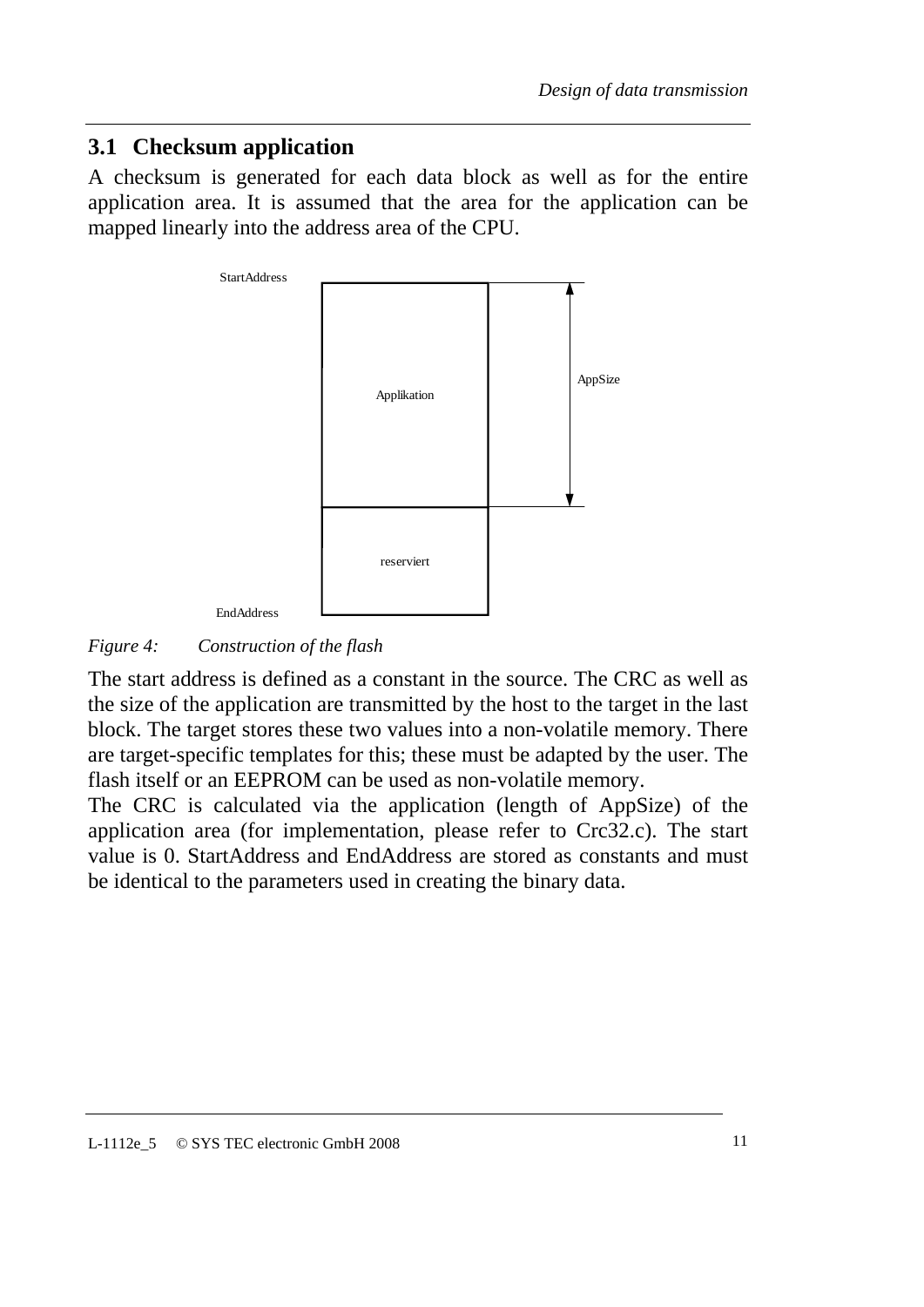## 3.1 Checksum application

A checksum is generated for each data block as well as for the entire application area. It is assumed that the area for the application can be mapped linearly into the address area of the CPU.

StartAddress

Applikation

AppSize

reserviert

EndAddress

*Figure 4: Construction of the flash*

The start address is defined as a constant in the source. The CRC as well as the size of the application are transmitted by the host to the target in the last block. The target stores these two values into a non-volatile memory. There are target-specific templates for this; these must be adapted by the user. The flash itself or an EEPROM can be used as non-volatile memory.

The CRC is calculated via the application (length of AppSize) of the application area (for implementation, please refer to Crc32.c). The start value is 0. StartAddress and EndAddress are stored as constants and must be identical to the parameters used in creating the binary data.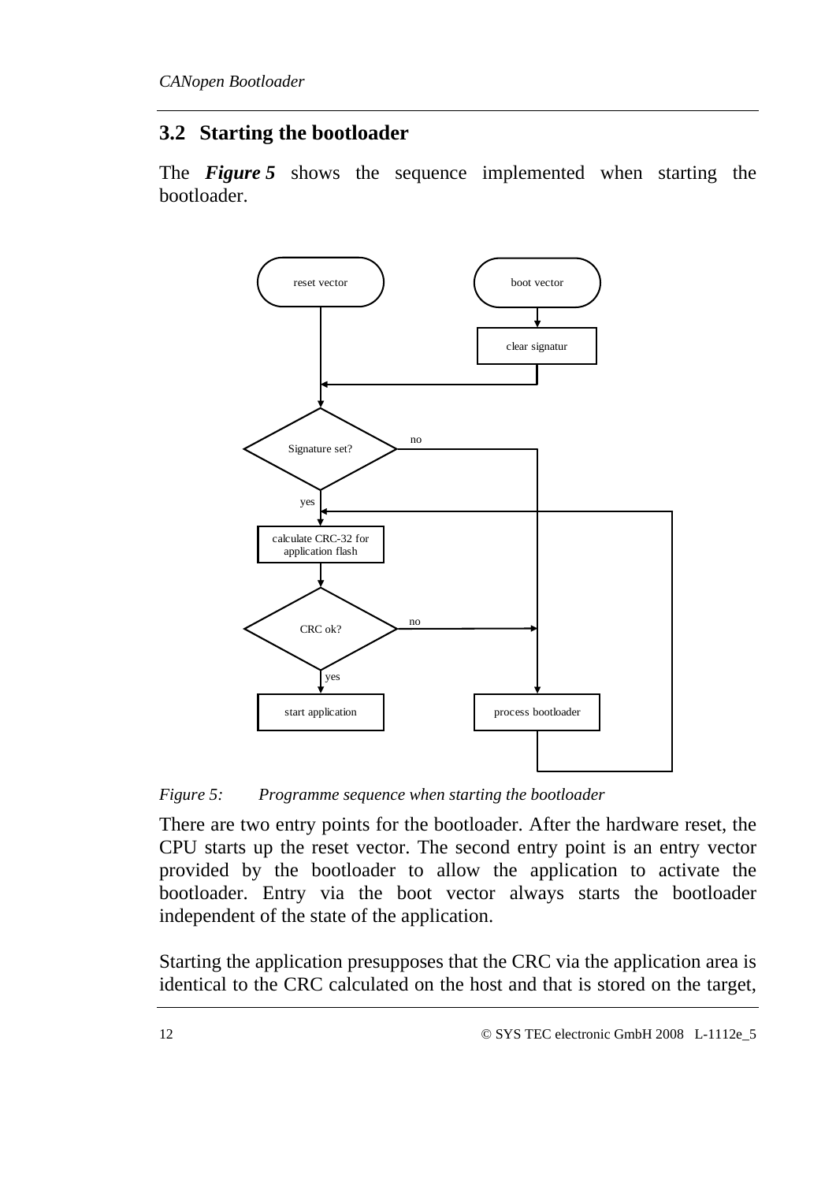## 3.2 Starting the bootloader

The ***Figure 5*** shows the sequence implemented when starting the bootloader.

*Figure 5: Programme sequence when starting the bootloader*

There are two entry points for the bootloader. After the hardware reset, the CPU starts up the reset vector. The second entry point is an entry vector provided by the bootloader to allow the application to activate the bootloader. Entry via the boot vector always starts the bootloader independent of the state of the application.

Starting the application presupposes that the CRC via the application area is identical to the CRC calculated on the host and that is stored on the target,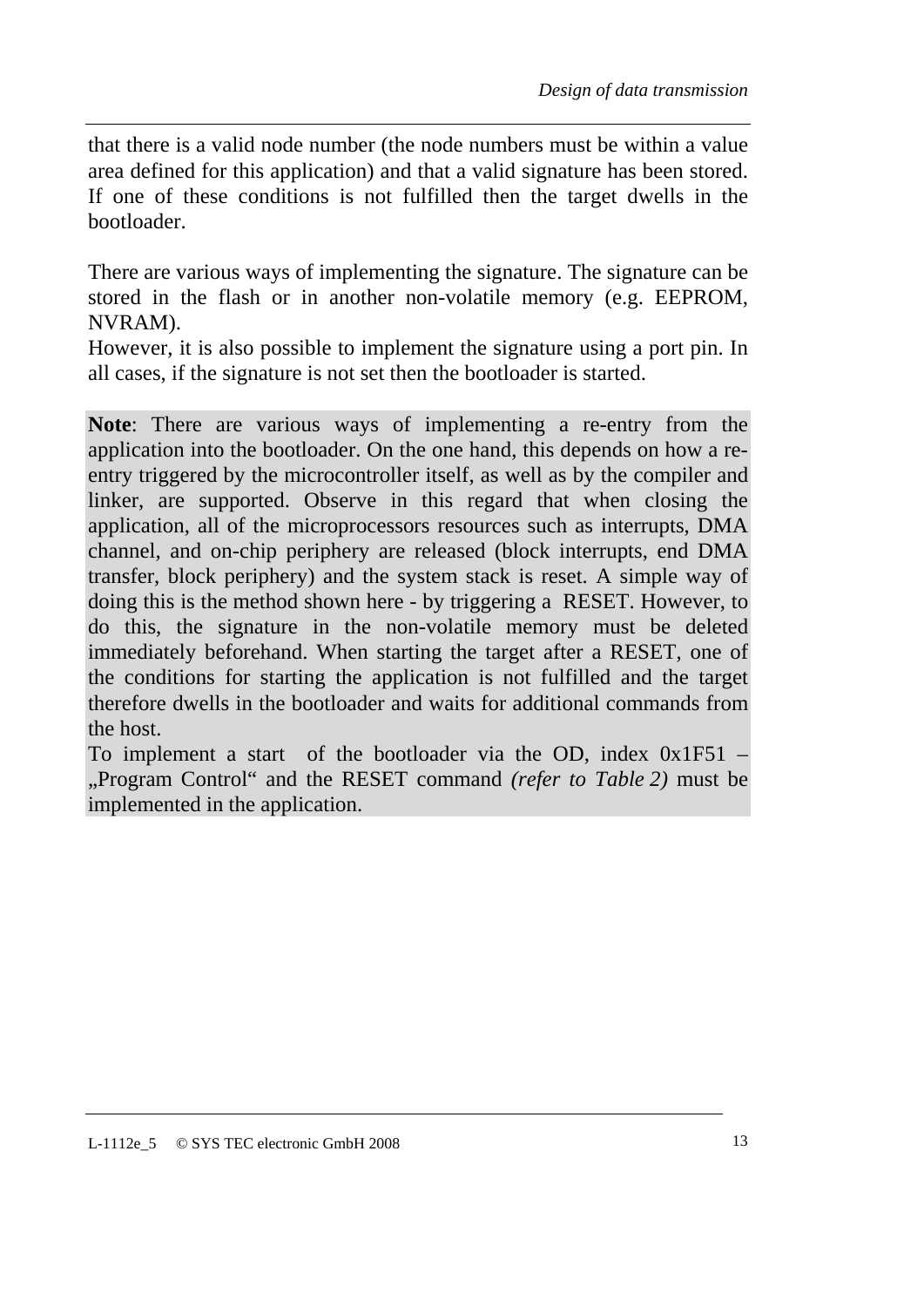that there is a valid node number (the node numbers must be within a value area defined for this application) and that a valid signature has been stored. If one of these conditions is not fulfilled then the target dwells in the bootloader.

There are various ways of implementing the signature. The signature can be stored in the flash or in another non-volatile memory (e.g. EEPROM, NVRAM).
However, it is also possible to implement the signature using a port pin. In all cases, if the signature is not set then the bootloader is started.

**Note**: There are various ways of implementing a re-entry from the application into the bootloader. On the one hand, this depends on how a re-entry triggered by the microcontroller itself, as well as by the compiler and linker, are supported. Observe in this regard that when closing the application, all of the microprocessors resources such as interrupts, DMA channel, and on-chip periphery are released (block interrupts, end DMA transfer, block periphery) and the system stack is reset. A simple way of doing this is the method shown here - by triggering a RESET. However, to do this, the signature in the non-volatile memory must be deleted immediately beforehand. When starting the target after a RESET, one of the conditions for starting the application is not fulfilled and the target therefore dwells in the bootloader and waits for additional commands from the host.
To implement a start of the bootloader via the OD, index 0x1F51 – „Program Control“ and the RESET command *(refer to Table 2)* must be implemented in the application.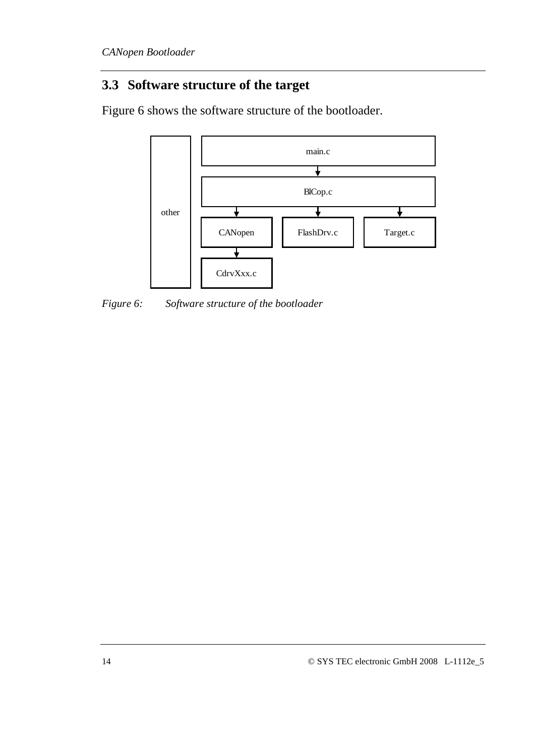## 3.3 Software structure of the target

Figure 6 shows the software structure of the bootloader.

other

main.c

BlCop.c

CANopen

FlashDrv.c

Target.c

CdrvXxx.c

*Figure 6: Software structure of the bootloader*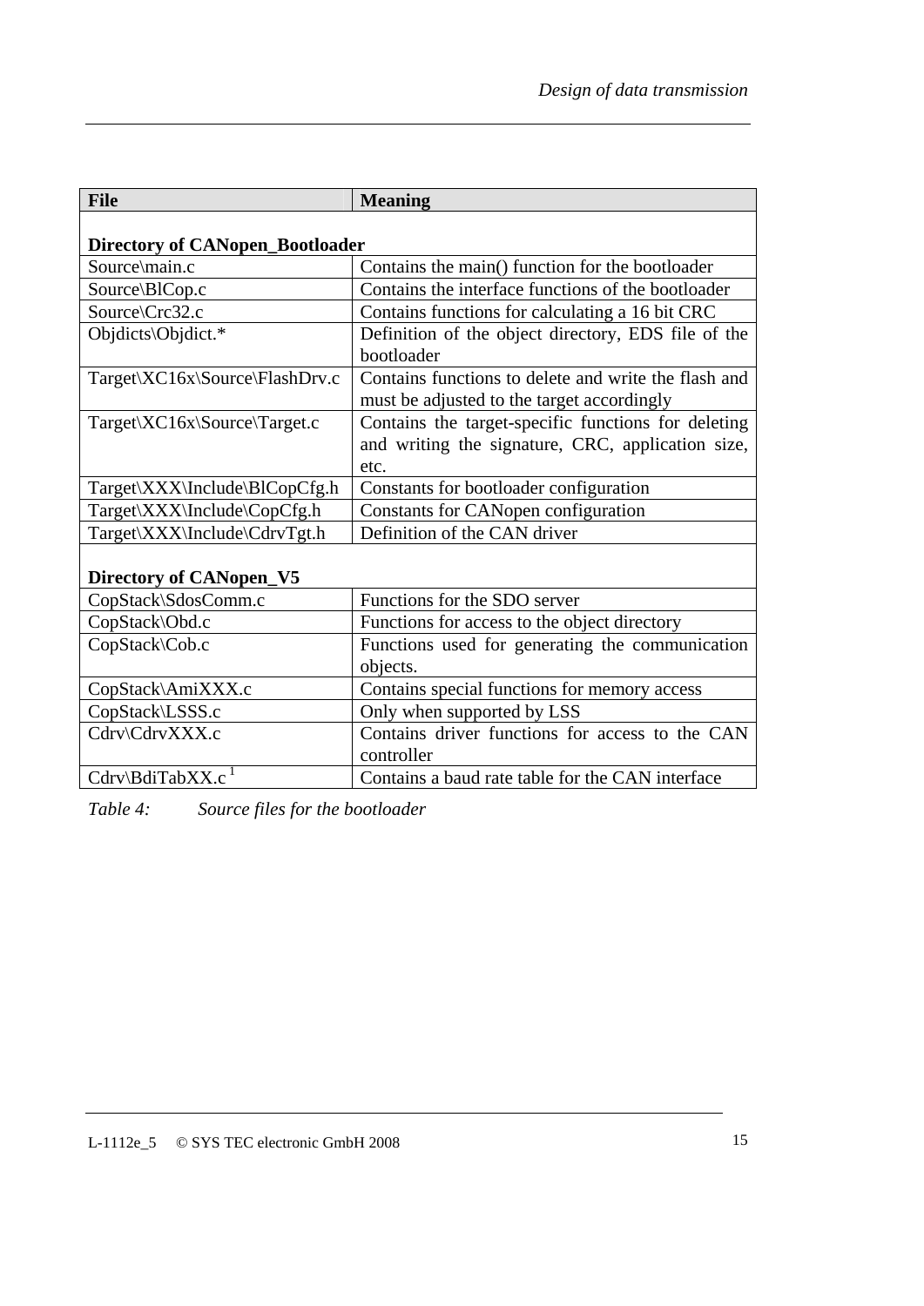| File | Meaning |
| --- | --- |
| **Directory of CANopen_Bootloader** | |
| Source\main.c | Contains the main() function for the bootloader |
| Source\BlCop.c | Contains the interface functions of the bootloader |
| Source\Crc32.c | Contains functions for calculating a 16 bit CRC |
| Objdicts\Objdict.* | Definition of the object directory, EDS file of the bootloader |
| Target\XC16x\Source\FlashDrv.c | Contains functions to delete and write the flash and must be adjusted to the target accordingly |
| Target\XC16x\Source\Target.c | Contains the target-specific functions for deleting and writing the signature, CRC, application size, etc. |
| Target\XXX\Include\BlCopCfg.h | Constants for bootloader configuration |
| Target\XXX\Include\CopCfg.h | Constants for CANopen configuration |
| Target\XXX\Include\CdrvTgt.h | Definition of the CAN driver |
| **Directory of CANopen_V5** | |
| CopStack\SdosComm.c | Functions for the SDO server |
| CopStack\Obd.c | Functions for access to the object directory |
| CopStack\Cob.c | Functions used for generating the communication objects. |
| CopStack\AmiXXX.c | Contains special functions for memory access |
| CopStack\LSSS.c | Only when supported by LSS |
| Cdrv\CdrvXXX.c | Contains driver functions for access to the CAN controller |
| Cdrv\BdiTabXX.c [1] | Contains a baud rate table for the CAN interface |

*Table 4: Source files for the bootloader*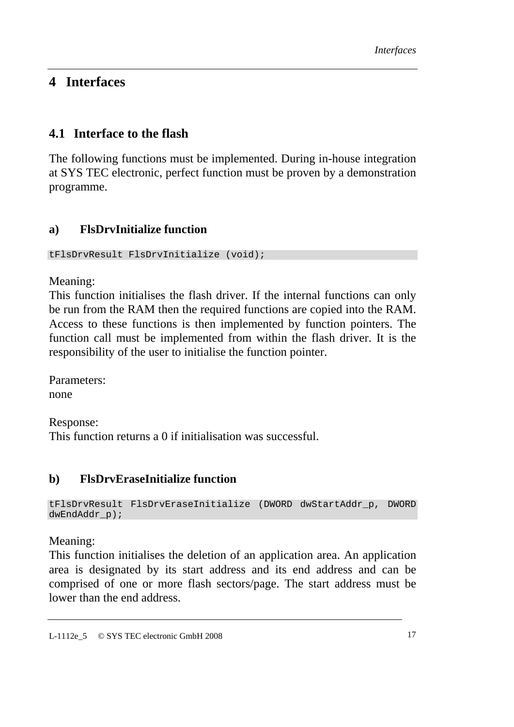# 4 Interfaces

## 4.1 Interface to the flash

The following functions must be implemented. During in-house integration at SYS TEC electronic, perfect function must be proven by a demonstration programme.

### a) FlsDrvInitialize function

```
tFlsDrvResult FlsDrvInitialize (void);
```

Meaning:
This function initialises the flash driver. If the internal functions can only be run from the RAM then the required functions are copied into the RAM. Access to these functions is then implemented by function pointers. The function call must be implemented from within the flash driver. It is the responsibility of the user to initialise the function pointer.

Parameters:
none

Response:
This function returns a 0 if initialisation was successful.

### b) FlsDrvEraseInitialize function

```
tFlsDrvResult FlsDrvEraseInitialize (DWORD dwStartAddr_p, DWORD dwEndAddr_p);
```

Meaning:
This function initialises the deletion of an application area. An application area is designated by its start address and its end address and can be comprised of one or more flash sectors/page. The start address must be lower than the end address.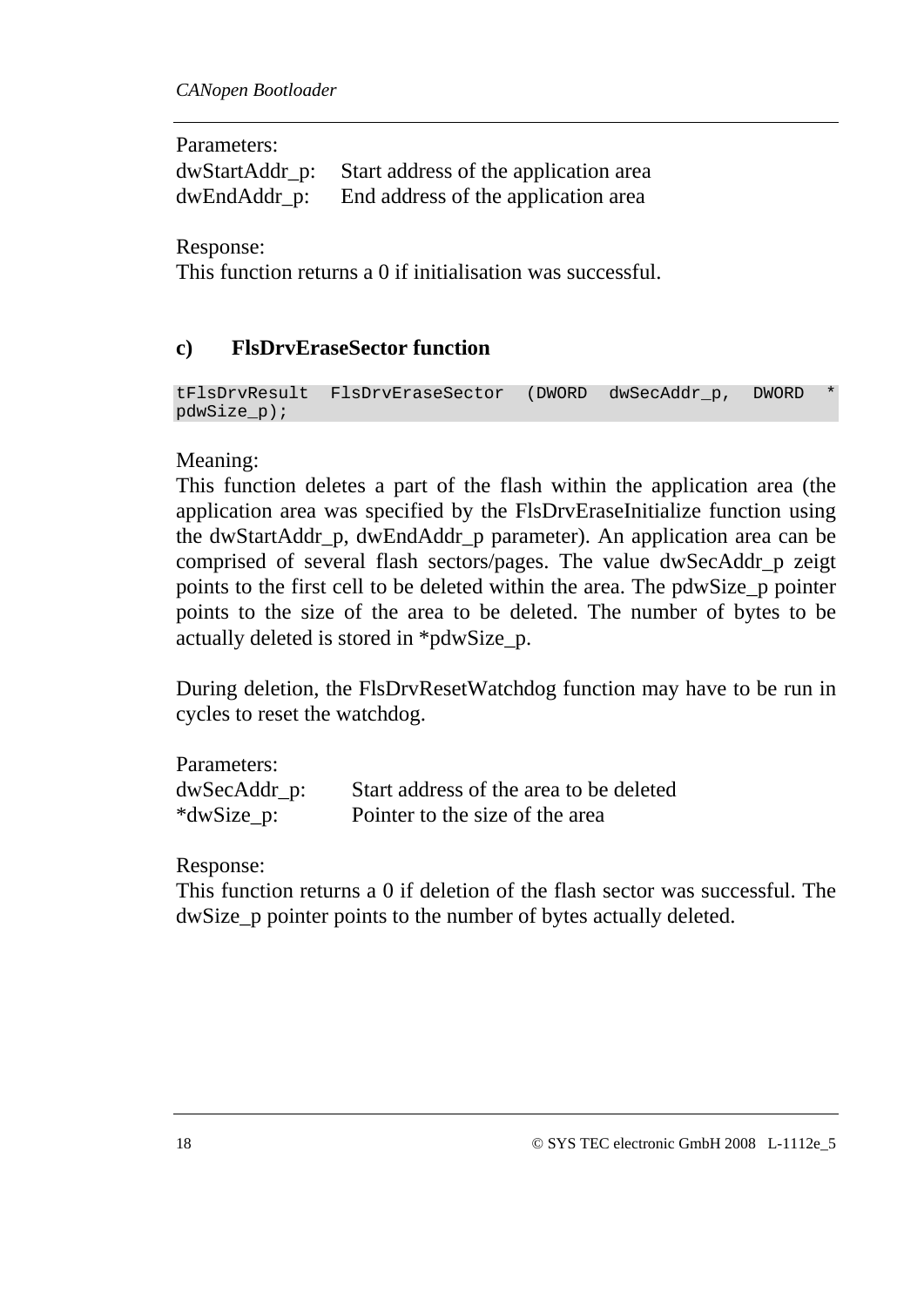Parameters:

| | |
|---|---|
| dwStartAddr_p: | Start address of the application area |
| dwEndAddr_p: | End address of the application area |

Response:
This function returns a 0 if initialisation was successful.

### c) FlsDrvEraseSector function

```
tFlsDrvResult FlsDrvEraseSector (DWORD dwSecAddr_p, DWORD *
pdwSize_p);
```

Meaning:
This function deletes a part of the flash within the application area (the application area was specified by the FlsDrvEraseInitialize function using the dwStartAddr_p, dwEndAddr_p parameter). An application area can be comprised of several flash sectors/pages. The value dwSecAddr_p zeigt points to the first cell to be deleted within the area. The pdwSize_p pointer points to the size of the area to be deleted. The number of bytes to be actually deleted is stored in *pdwSize_p.

During deletion, the FlsDrvResetWatchdog function may have to be run in cycles to reset the watchdog.

Parameters:

| | |
|---|---|
| dwSecAddr_p: | Start address of the area to be deleted |
| *dwSize_p: | Pointer to the size of the area |

Response:
This function returns a 0 if deletion of the flash sector was successful. The dwSize_p pointer points to the number of bytes actually deleted.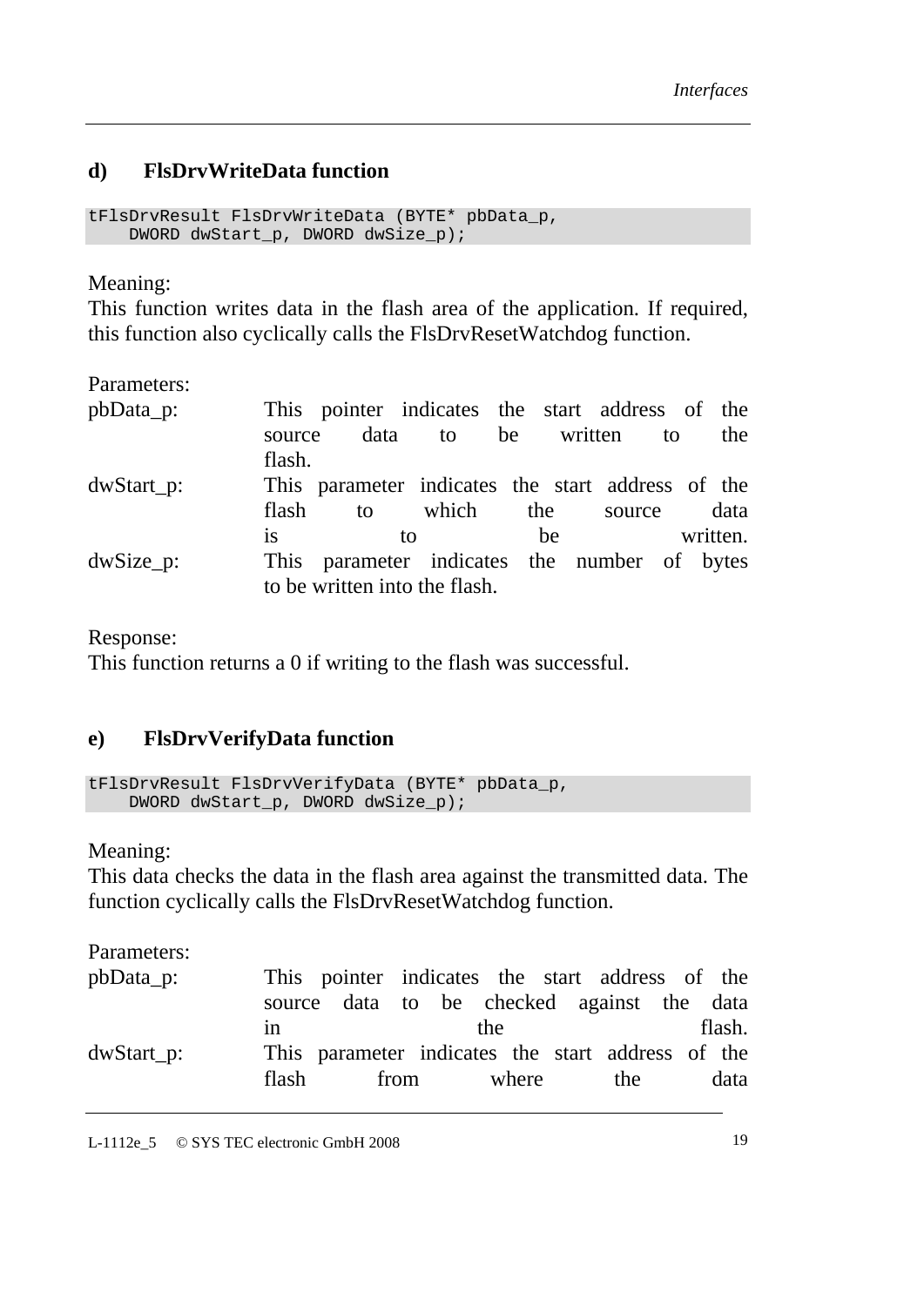### d) FlsDrvWriteData function

```
tFlsDrvResult FlsDrvWriteData (BYTE* pbData_p,
    DWORD dwStart_p, DWORD dwSize_p);
```

Meaning:
This function writes data in the flash area of the application. If required, this function also cyclically calls the FlsDrvResetWatchdog function.

Parameters:

pbData_p: This pointer indicates the start address of the source data to be written to the flash.

dwStart_p: This parameter indicates the start address of the flash to which the source data is to be written.

dwSize_p: This parameter indicates the number of bytes to be written into the flash.

Response:
This function returns a 0 if writing to the flash was successful.

### e) FlsDrvVerifyData function

```
tFlsDrvResult FlsDrvVerifyData (BYTE* pbData_p,
    DWORD dwStart_p, DWORD dwSize_p);
```

Meaning:
This data checks the data in the flash area against the transmitted data. The function cyclically calls the FlsDrvResetWatchdog function.

Parameters:

pbData_p: This pointer indicates the start address of the source data to be checked against the data in the flash.

dwStart_p: This parameter indicates the start address of the flash from where the data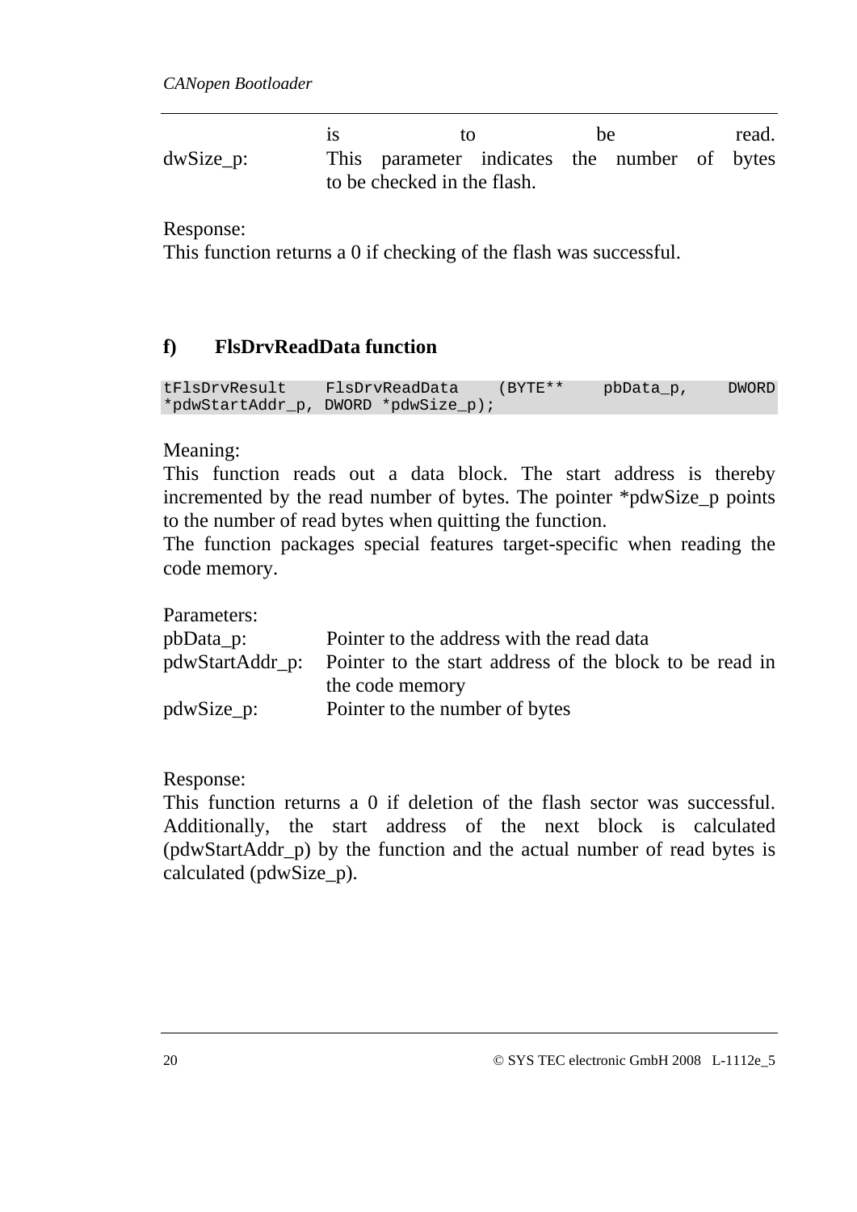| | |
|---|---|
| | is to be read. |
| dwSize_p: | This parameter indicates the number of bytes to be checked in the flash. |

Response:
This function returns a 0 if checking of the flash was successful.

### f) FlsDrvReadData function

```
tFlsDrvResult   FlsDrvReadData   (BYTE**   pbData_p,   DWORD
*pdwStartAddr_p, DWORD *pdwSize_p);
```

Meaning:
This function reads out a data block. The start address is thereby incremented by the read number of bytes. The pointer *pdwSize_p points to the number of read bytes when quitting the function.
The function packages special features target-specific when reading the code memory.

Parameters:

| | |
|---|---|
| pbData_p: | Pointer to the address with the read data |
| pdwStartAddr_p: | Pointer to the start address of the block to be read in the code memory |
| pdwSize_p: | Pointer to the number of bytes |

Response:
This function returns a 0 if deletion of the flash sector was successful. Additionally, the start address of the next block is calculated (pdwStartAddr_p) by the function and the actual number of read bytes is calculated (pdwSize_p).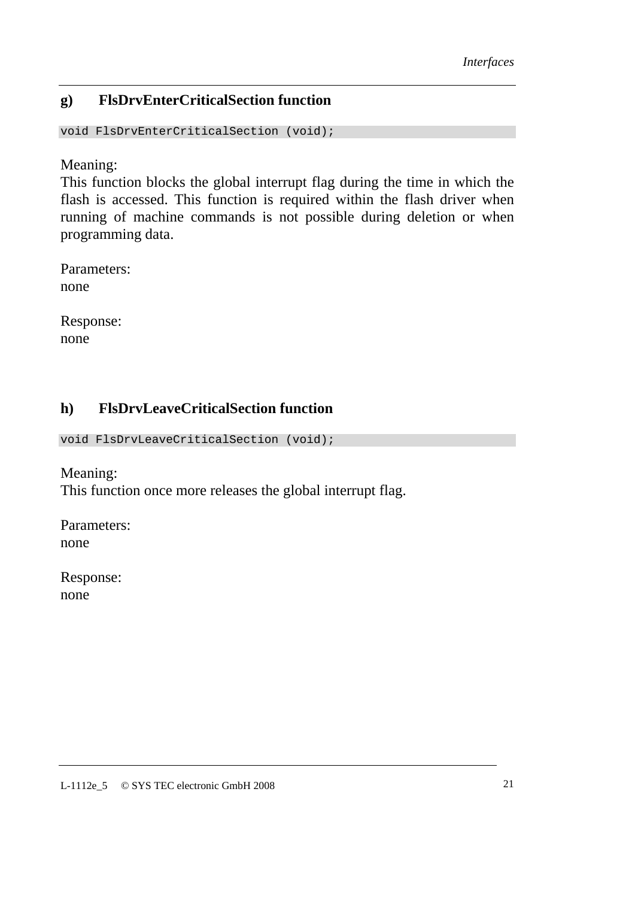### g) FlsDrvEnterCriticalSection function

```
void FlsDrvEnterCriticalSection (void);
```

Meaning:
This function blocks the global interrupt flag during the time in which the flash is accessed. This function is required within the flash driver when running of machine commands is not possible during deletion or when programming data.

Parameters:
none

Response:
none

### h) FlsDrvLeaveCriticalSection function

```
void FlsDrvLeaveCriticalSection (void);
```

Meaning:
This function once more releases the global interrupt flag.

Parameters:
none

Response:
none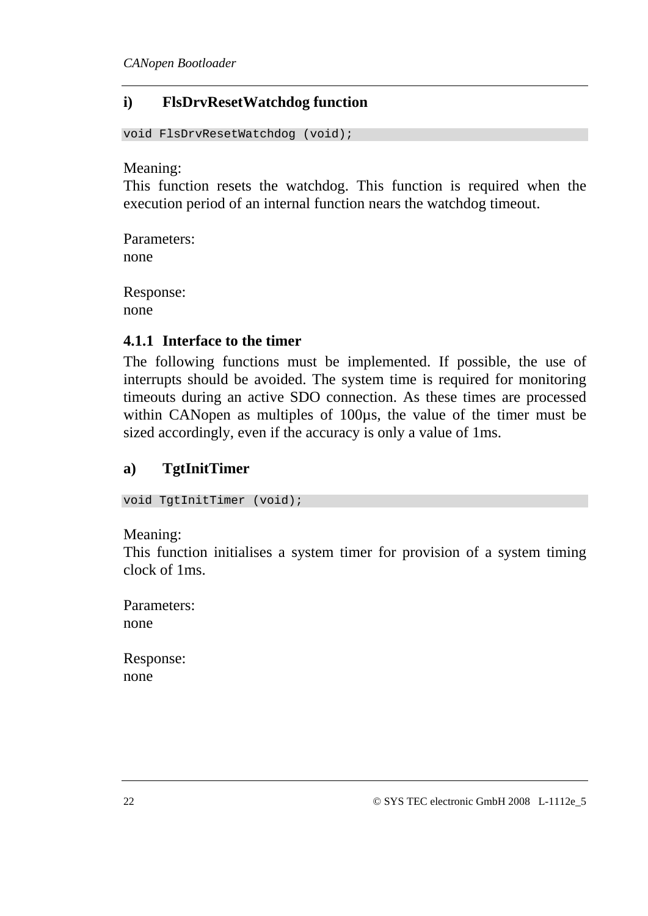#### i) FlsDrvResetWatchdog function

```
void FlsDrvResetWatchdog (void);
```

Meaning:
This function resets the watchdog. This function is required when the execution period of an internal function nears the watchdog timeout.

Parameters:
none

Response:
none

### 4.1.1 Interface to the timer

The following functions must be implemented. If possible, the use of interrupts should be avoided. The system time is required for monitoring timeouts during an active SDO connection. As these times are processed within CANopen as multiples of 100µs, the value of the timer must be sized accordingly, even if the accuracy is only a value of 1ms.

#### a) TgtInitTimer

```
void TgtInitTimer (void);
```

Meaning:
This function initialises a system timer for provision of a system timing clock of 1ms.

Parameters:
none

Response:
none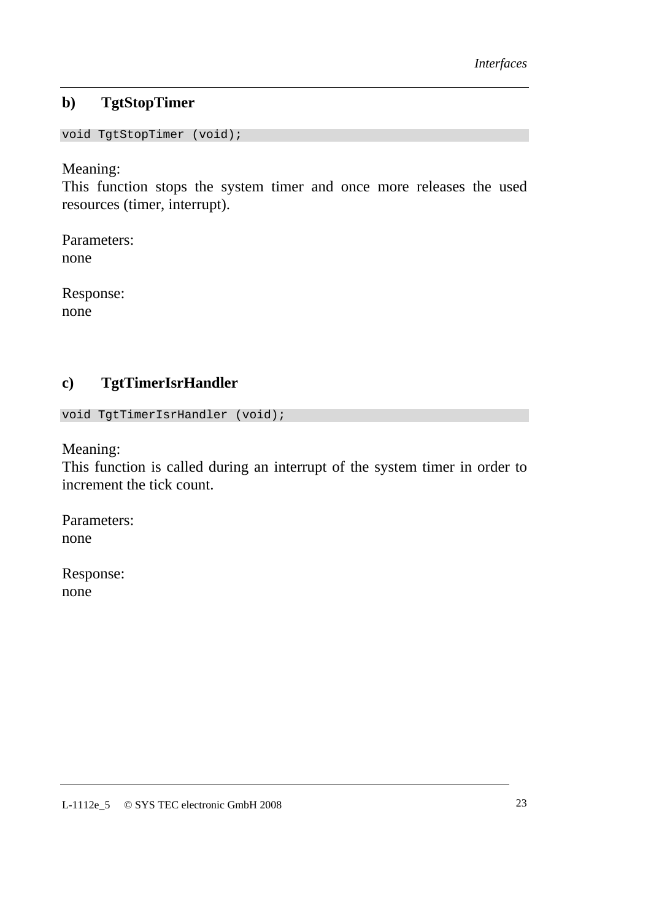### b) TgtStopTimer

```
void TgtStopTimer (void);
```

Meaning:
This function stops the system timer and once more releases the used resources (timer, interrupt).

Parameters:
none

Response:
none

### c) TgtTimerIsrHandler

```
void TgtTimerIsrHandler (void);
```

Meaning:
This function is called during an interrupt of the system timer in order to increment the tick count.

Parameters:
none

Response:
none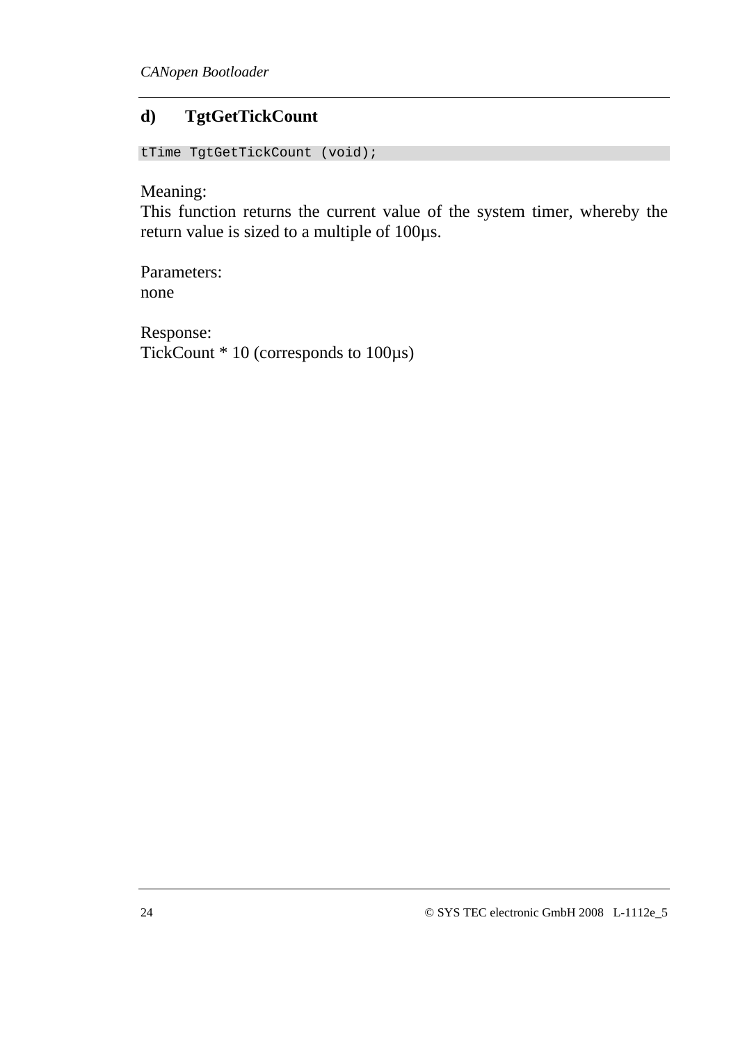#### d) TgtGetTickCount

```
tTime TgtGetTickCount (void);
```

Meaning:
This function returns the current value of the system timer, whereby the return value is sized to a multiple of 100µs.

Parameters:
none

Response:
TickCount * 10 (corresponds to 100µs)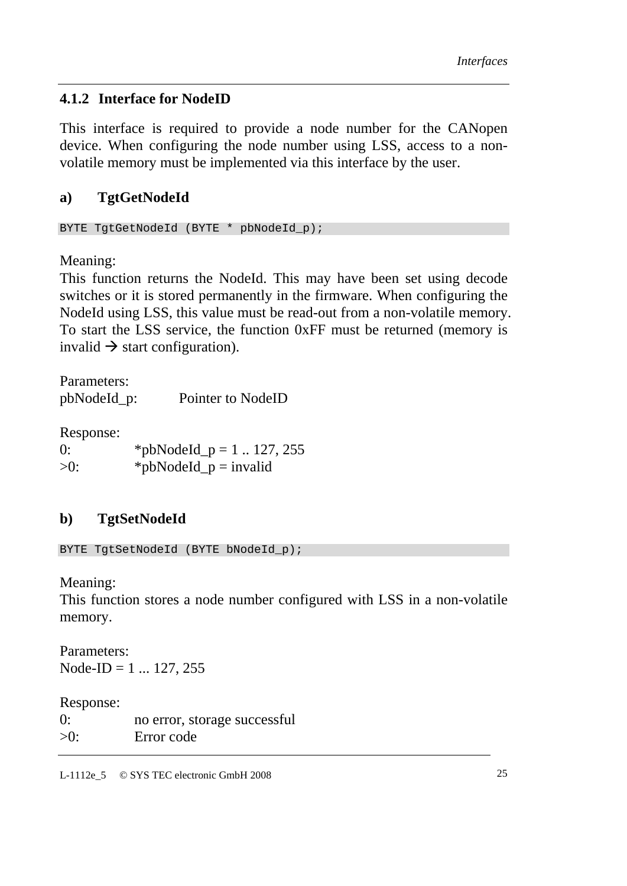### 4.1.2 Interface for NodeID

This interface is required to provide a node number for the CANopen device. When configuring the node number using LSS, access to a non-volatile memory must be implemented via this interface by the user.

#### a) TgtGetNodeId

```
BYTE TgtGetNodeId (BYTE * pbNodeId_p);
```

Meaning:
This function returns the NodeId. This may have been set using decode switches or it is stored permanently in the firmware. When configuring the NodeId using LSS, this value must be read-out from a non-volatile memory. To start the LSS service, the function 0xFF must be returned (memory is invalid → start configuration).

Parameters:
pbNodeId_p: Pointer to NodeID

Response:
0: *pbNodeId_p = 1 .. 127, 255
>0: *pbNodeId_p = invalid

#### b) TgtSetNodeId

```
BYTE TgtSetNodeId (BYTE bNodeId_p);
```

Meaning:
This function stores a node number configured with LSS in a non-volatile memory.

Parameters:
Node-ID = 1 ... 127, 255

Response:
0: no error, storage successful
>0: Error code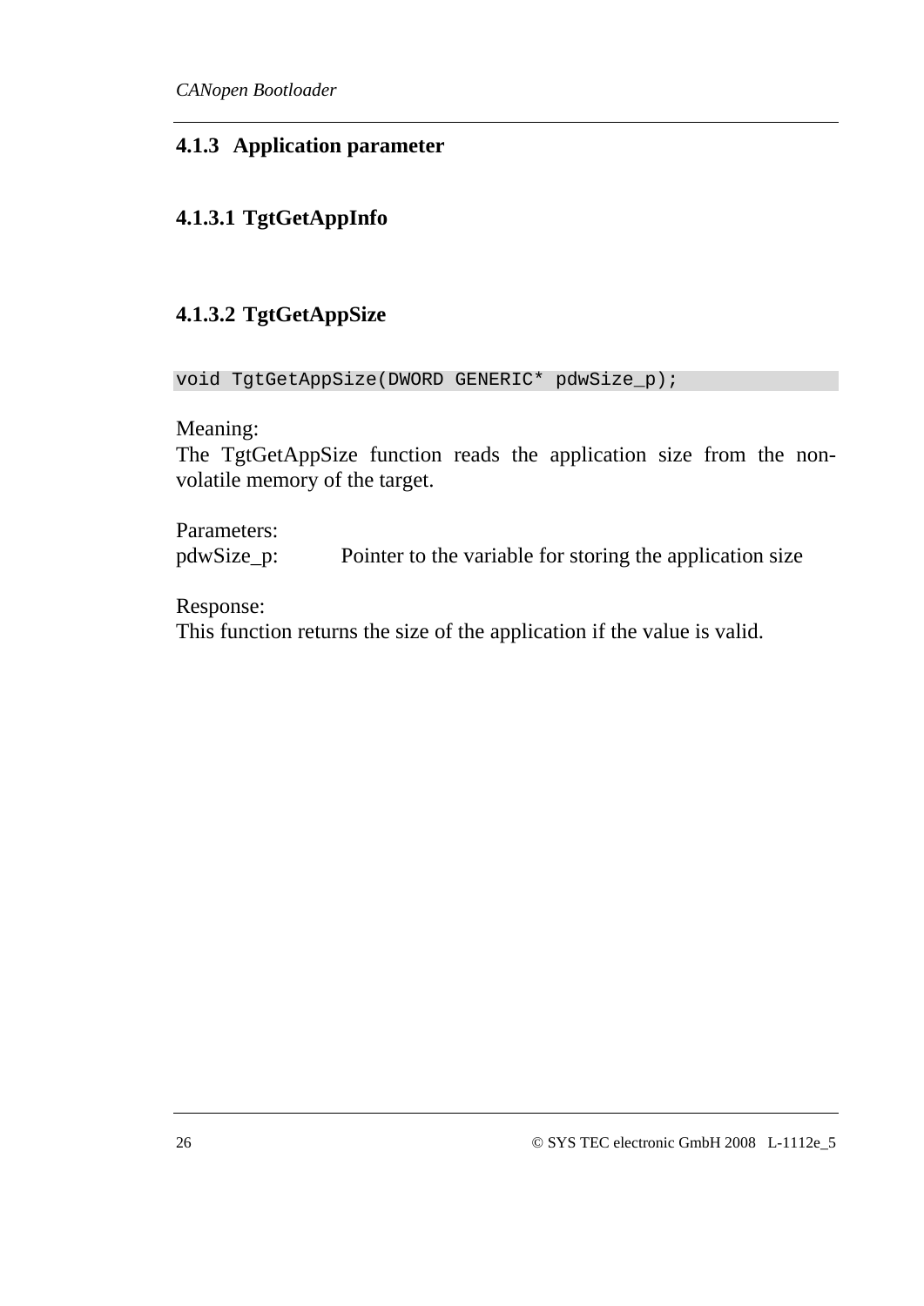### 4.1.3 Application parameter

#### 4.1.3.1 TgtGetAppInfo

#### 4.1.3.2 TgtGetAppSize

```
void TgtGetAppSize(DWORD GENERIC* pdwSize_p);
```

Meaning:
The TgtGetAppSize function reads the application size from the non-volatile memory of the target.

Parameters:
pdwSize_p: Pointer to the variable for storing the application size

Response:
This function returns the size of the application if the value is valid.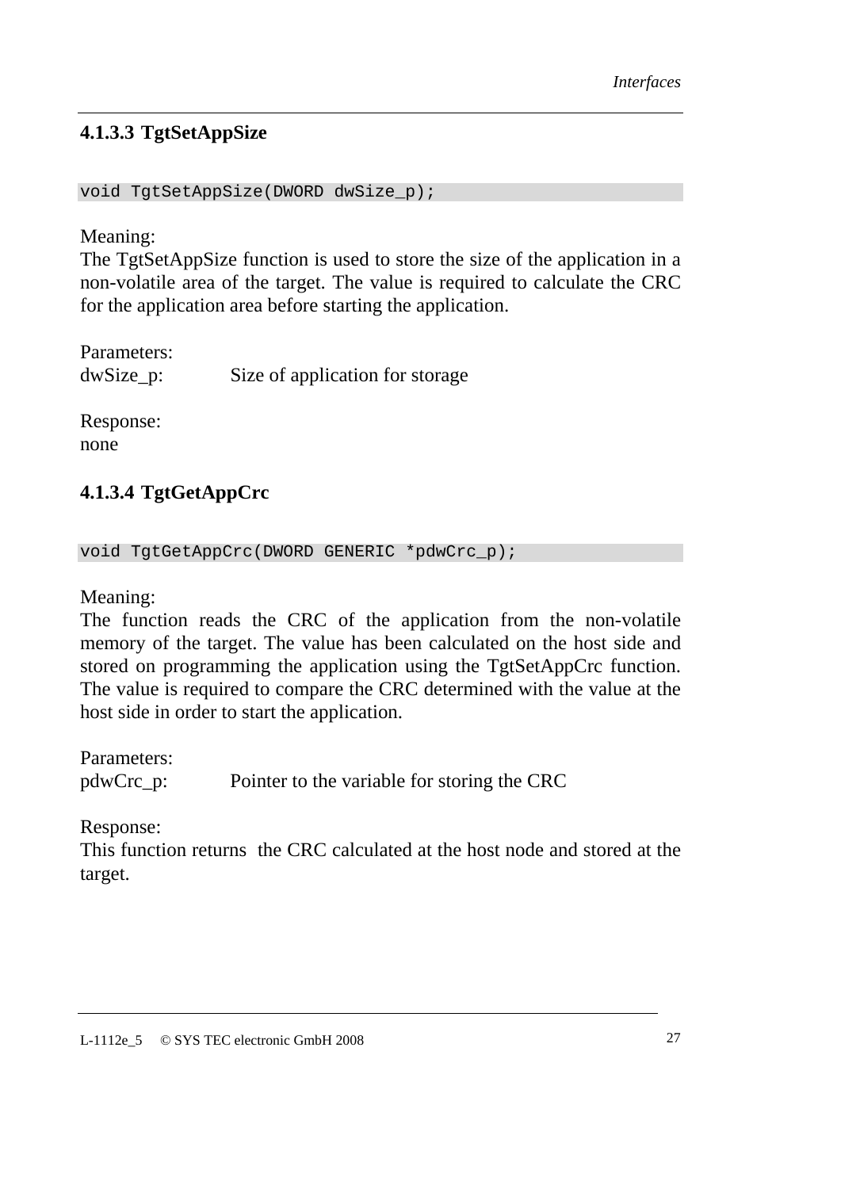#### 4.1.3.3 TgtSetAppSize

```
void TgtSetAppSize(DWORD dwSize_p);
```

Meaning:
The TgtSetAppSize function is used to store the size of the application in a non-volatile area of the target. The value is required to calculate the CRC for the application area before starting the application.

Parameters:
dwSize_p: Size of application for storage

Response:
none

#### 4.1.3.4 TgtGetAppCrc

```
void TgtGetAppCrc(DWORD GENERIC *pdwCrc_p);
```

Meaning:
The function reads the CRC of the application from the non-volatile memory of the target. The value has been calculated on the host side and stored on programming the application using the TgtSetAppCrc function. The value is required to compare the CRC determined with the value at the host side in order to start the application.

Parameters:
pdwCrc_p: Pointer to the variable for storing the CRC

Response:
This function returns the CRC calculated at the host node and stored at the target.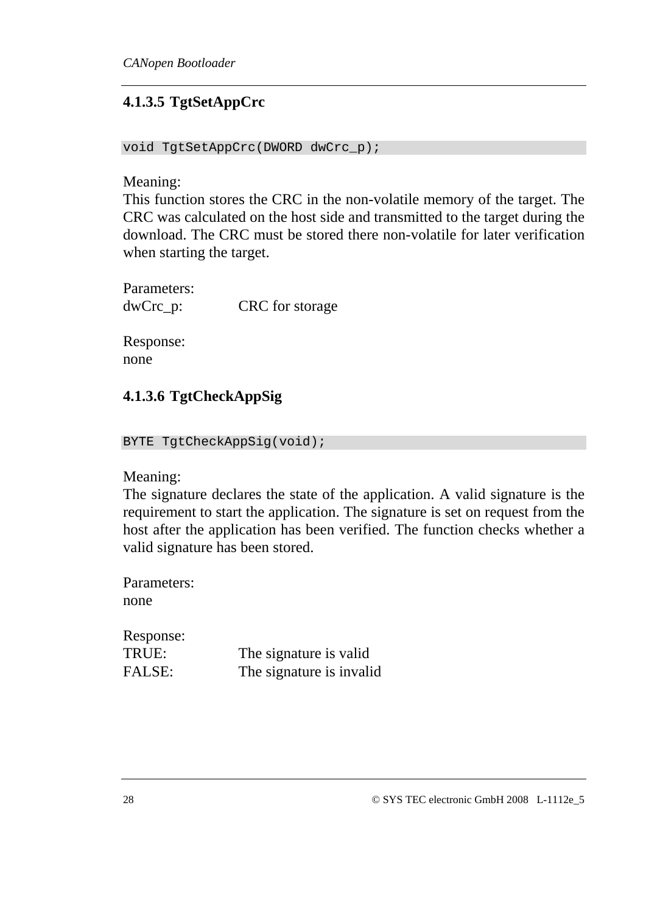#### 4.1.3.5 TgtSetAppCrc

```
void TgtSetAppCrc(DWORD dwCrc_p);
```

Meaning:
This function stores the CRC in the non-volatile memory of the target. The CRC was calculated on the host side and transmitted to the target during the download. The CRC must be stored there non-volatile for later verification when starting the target.

Parameters:
dwCrc_p: CRC for storage

Response:
none

#### 4.1.3.6 TgtCheckAppSig

```
BYTE TgtCheckAppSig(void);
```

Meaning:
The signature declares the state of the application. A valid signature is the requirement to start the application. The signature is set on request from the host after the application has been verified. The function checks whether a valid signature has been stored.

Parameters:
none

Response:
TRUE: The signature is valid
FALSE: The signature is invalid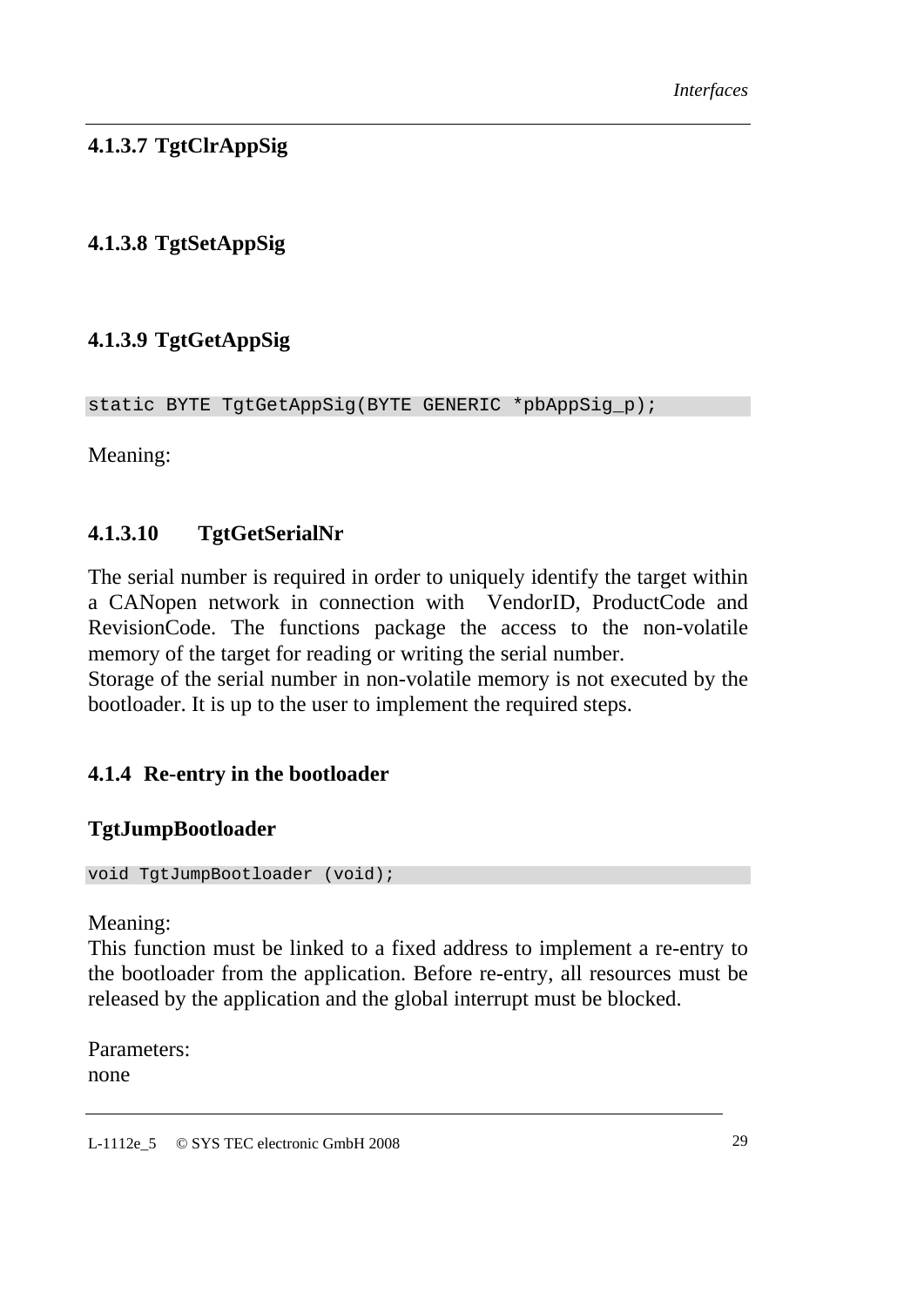#### 4.1.3.7 TgtClrAppSig

#### 4.1.3.8 TgtSetAppSig

#### 4.1.3.9 TgtGetAppSig

```
static BYTE TgtGetAppSig(BYTE GENERIC *pbAppSig_p);
```

Meaning:

#### 4.1.3.10 TgtGetSerialNr

The serial number is required in order to uniquely identify the target within a CANopen network in connection with VendorID, ProductCode and RevisionCode. The functions package the access to the non-volatile memory of the target for reading or writing the serial number.
Storage of the serial number in non-volatile memory is not executed by the bootloader. It is up to the user to implement the required steps.

### 4.1.4 Re-entry in the bootloader

**TgtJumpBootloader**

```
void TgtJumpBootloader (void);
```

Meaning:
This function must be linked to a fixed address to implement a re-entry to the bootloader from the application. Before re-entry, all resources must be released by the application and the global interrupt must be blocked.

Parameters:
none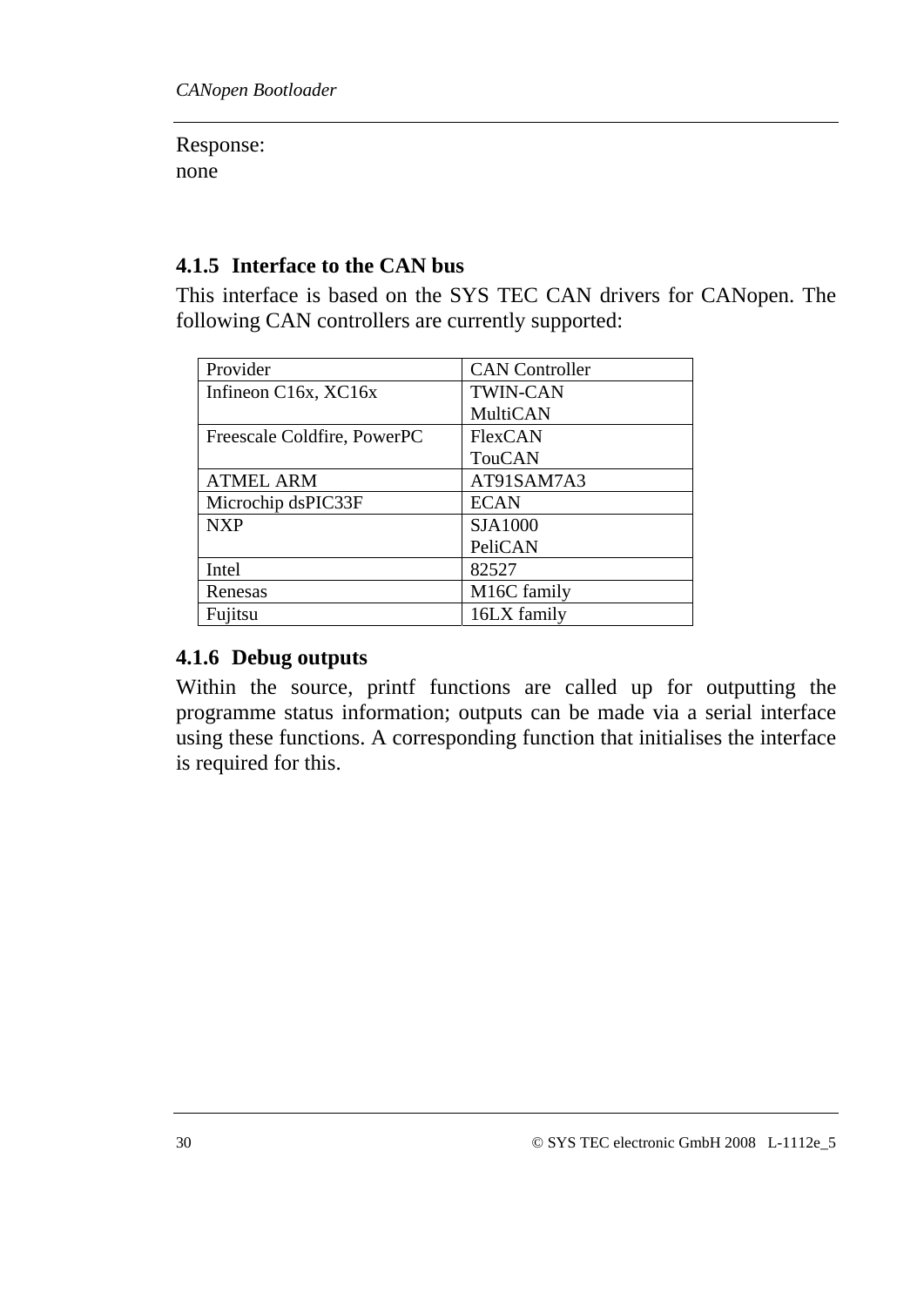Response:
none

### 4.1.5 Interface to the CAN bus

This interface is based on the SYS TEC CAN drivers for CANopen. The following CAN controllers are currently supported:

| Provider | CAN Controller |
|---|---|
| Infineon C16x, XC16x | TWIN-CAN<br>MultiCAN |
| Freescale Coldfire, PowerPC | FlexCAN<br>TouCAN |
| ATMEL ARM | AT91SAM7A3 |
| Microchip dsPIC33F | ECAN |
| NXP | SJA1000<br>PeliCAN |
| Intel | 82527 |
| Renesas | M16C family |
| Fujitsu | 16LX family |

### 4.1.6 Debug outputs

Within the source, printf functions are called up for outputting the programme status information; outputs can be made via a serial interface using these functions. A corresponding function that initialises the interface is required for this.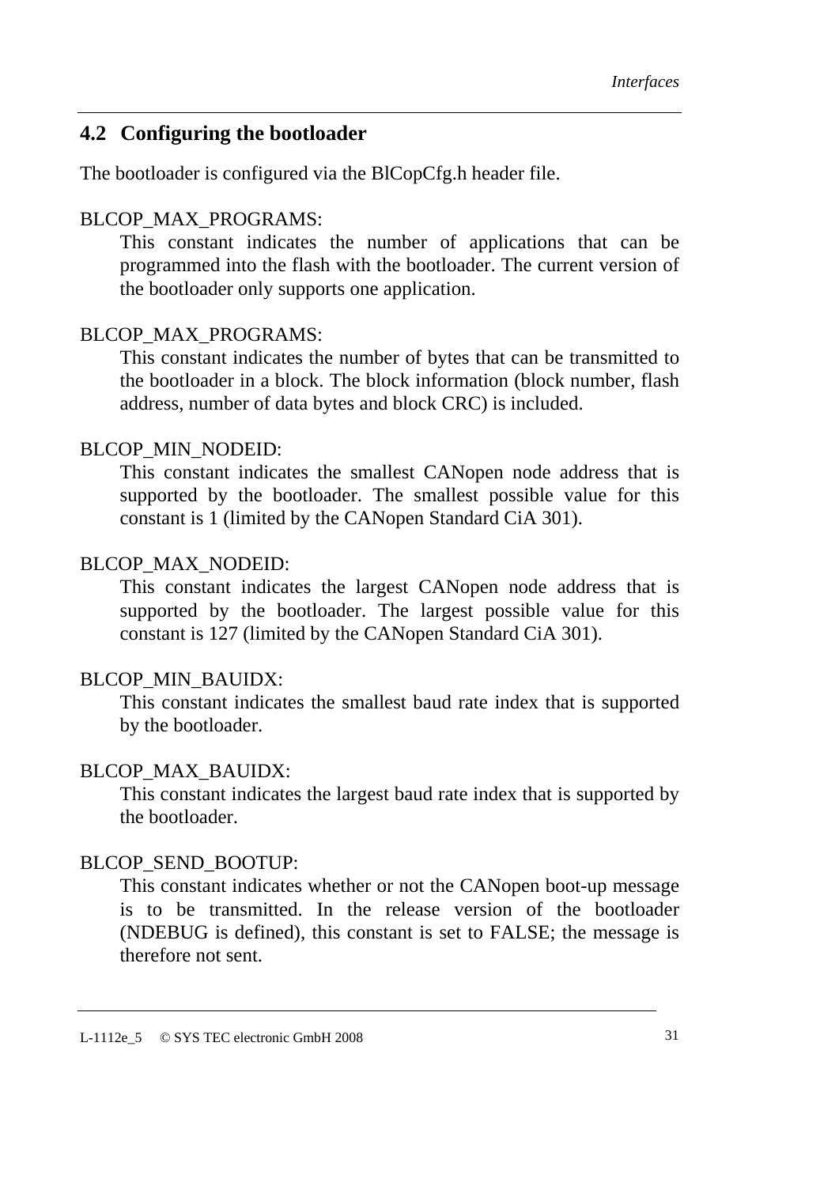## 4.2 Configuring the bootloader

The bootloader is configured via the BlCopCfg.h header file.

BLCOP_MAX_PROGRAMS:

This constant indicates the number of applications that can be programmed into the flash with the bootloader. The current version of the bootloader only supports one application.

BLCOP_MAX_PROGRAMS:

This constant indicates the number of bytes that can be transmitted to the bootloader in a block. The block information (block number, flash address, number of data bytes and block CRC) is included.

BLCOP_MIN_NODEID:

This constant indicates the smallest CANopen node address that is supported by the bootloader. The smallest possible value for this constant is 1 (limited by the CANopen Standard CiA 301).

BLCOP_MAX_NODEID:

This constant indicates the largest CANopen node address that is supported by the bootloader. The largest possible value for this constant is 127 (limited by the CANopen Standard CiA 301).

BLCOP_MIN_BAUIDX:

This constant indicates the smallest baud rate index that is supported by the bootloader.

BLCOP_MAX_BAUIDX:

This constant indicates the largest baud rate index that is supported by the bootloader.

BLCOP_SEND_BOOTUP:

This constant indicates whether or not the CANopen boot-up message is to be transmitted. In the release version of the bootloader (NDEBUG is defined), this constant is set to FALSE; the message is therefore not sent.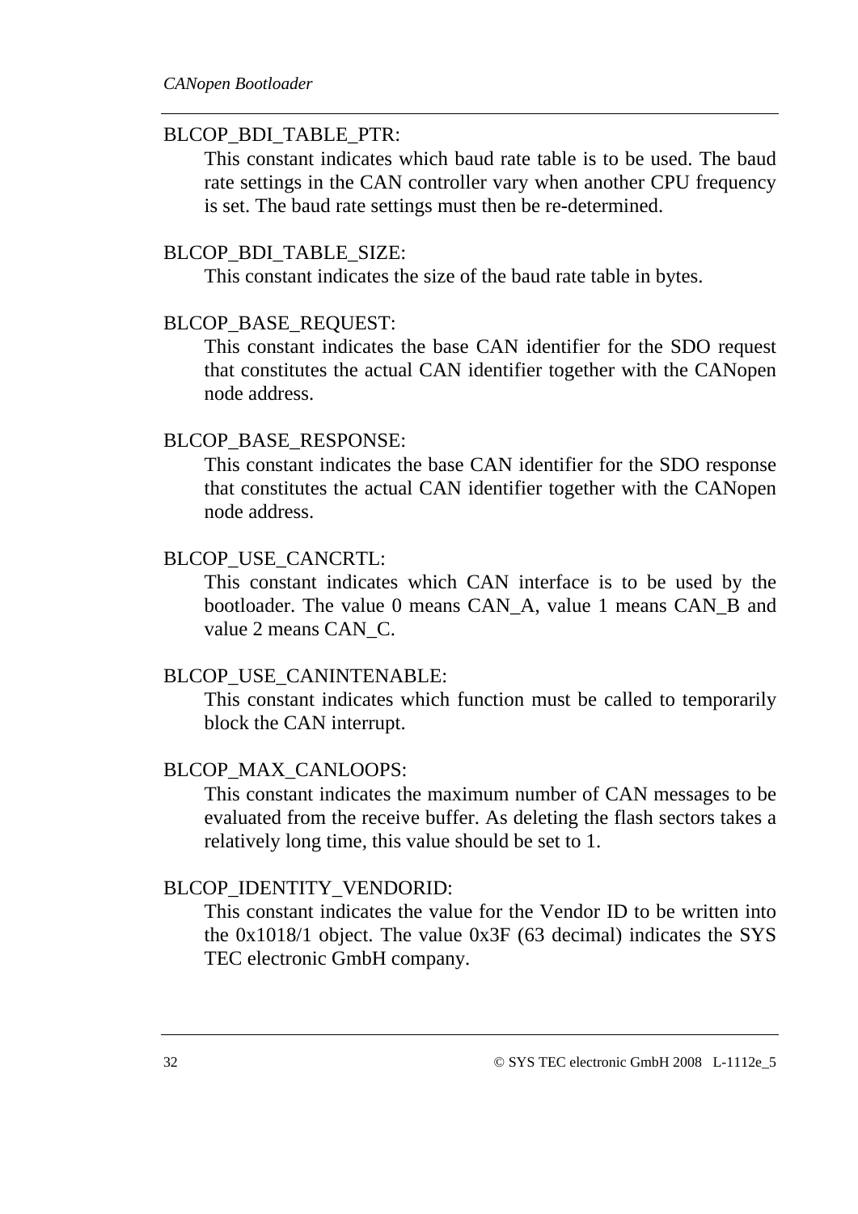BLCOP_BDI_TABLE_PTR:

This constant indicates which baud rate table is to be used. The baud rate settings in the CAN controller vary when another CPU frequency is set. The baud rate settings must then be re-determined.

BLCOP_BDI_TABLE_SIZE:

This constant indicates the size of the baud rate table in bytes.

BLCOP_BASE_REQUEST:

This constant indicates the base CAN identifier for the SDO request that constitutes the actual CAN identifier together with the CANopen node address.

BLCOP_BASE_RESPONSE:

This constant indicates the base CAN identifier for the SDO response that constitutes the actual CAN identifier together with the CANopen node address.

BLCOP_USE_CANCRTL:

This constant indicates which CAN interface is to be used by the bootloader. The value 0 means CAN_A, value 1 means CAN_B and value 2 means CAN_C.

BLCOP_USE_CANINTENABLE:

This constant indicates which function must be called to temporarily block the CAN interrupt.

BLCOP_MAX_CANLOOPS:

This constant indicates the maximum number of CAN messages to be evaluated from the receive buffer. As deleting the flash sectors takes a relatively long time, this value should be set to 1.

BLCOP_IDENTITY_VENDORID:

This constant indicates the value for the Vendor ID to be written into the 0x1018/1 object. The value 0x3F (63 decimal) indicates the SYS TEC electronic GmbH company.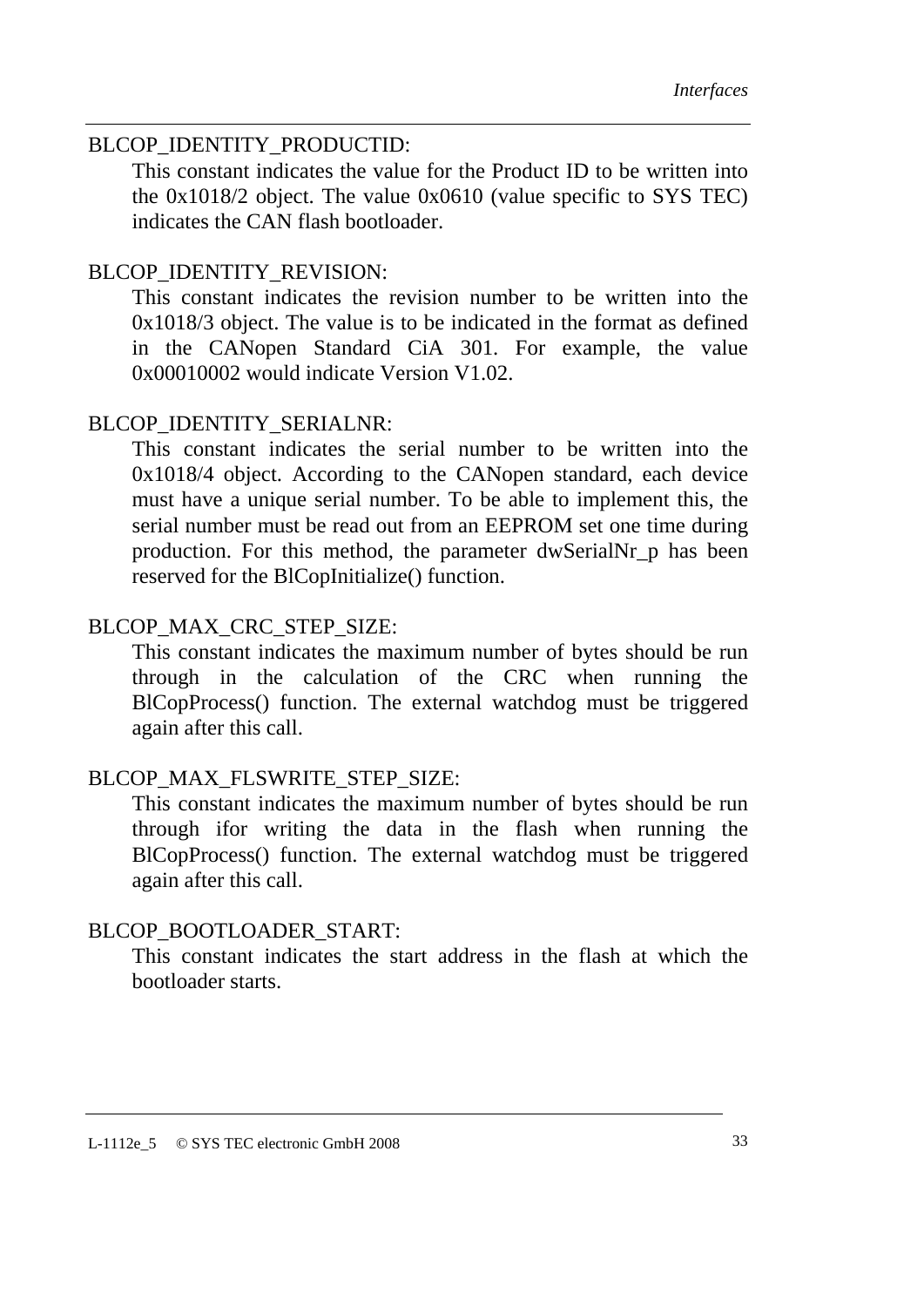BLCOP_IDENTITY_PRODUCTID:

This constant indicates the value for the Product ID to be written into the 0x1018/2 object. The value 0x0610 (value specific to SYS TEC) indicates the CAN flash bootloader.

BLCOP_IDENTITY_REVISION:

This constant indicates the revision number to be written into the 0x1018/3 object. The value is to be indicated in the format as defined in the CANopen Standard CiA 301. For example, the value 0x00010002 would indicate Version V1.02.

BLCOP_IDENTITY_SERIALNR:

This constant indicates the serial number to be written into the 0x1018/4 object. According to the CANopen standard, each device must have a unique serial number. To be able to implement this, the serial number must be read out from an EEPROM set one time during production. For this method, the parameter dwSerialNr_p has been reserved for the BlCopInitialize() function.

BLCOP_MAX_CRC_STEP_SIZE:

This constant indicates the maximum number of bytes should be run through in the calculation of the CRC when running the BlCopProcess() function. The external watchdog must be triggered again after this call.

BLCOP_MAX_FLSWRITE_STEP_SIZE:

This constant indicates the maximum number of bytes should be run through ifor writing the data in the flash when running the BlCopProcess() function. The external watchdog must be triggered again after this call.

BLCOP_BOOTLOADER_START:

This constant indicates the start address in the flash at which the bootloader starts.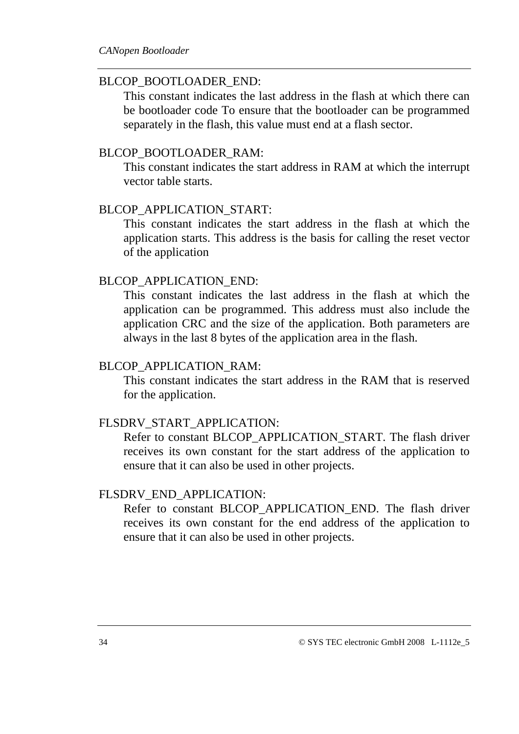BLCOP_BOOTLOADER_END:

This constant indicates the last address in the flash at which there can be bootloader code To ensure that the bootloader can be programmed separately in the flash, this value must end at a flash sector.

BLCOP_BOOTLOADER_RAM:

This constant indicates the start address in RAM at which the interrupt vector table starts.

BLCOP_APPLICATION_START:

This constant indicates the start address in the flash at which the application starts. This address is the basis for calling the reset vector of the application

BLCOP_APPLICATION_END:

This constant indicates the last address in the flash at which the application can be programmed. This address must also include the application CRC and the size of the application. Both parameters are always in the last 8 bytes of the application area in the flash.

BLCOP_APPLICATION_RAM:

This constant indicates the start address in the RAM that is reserved for the application.

FLSDRV_START_APPLICATION:

Refer to constant BLCOP_APPLICATION_START. The flash driver receives its own constant for the start address of the application to ensure that it can also be used in other projects.

FLSDRV_END_APPLICATION:

Refer to constant BLCOP_APPLICATION_END. The flash driver receives its own constant for the end address of the application to ensure that it can also be used in other projects.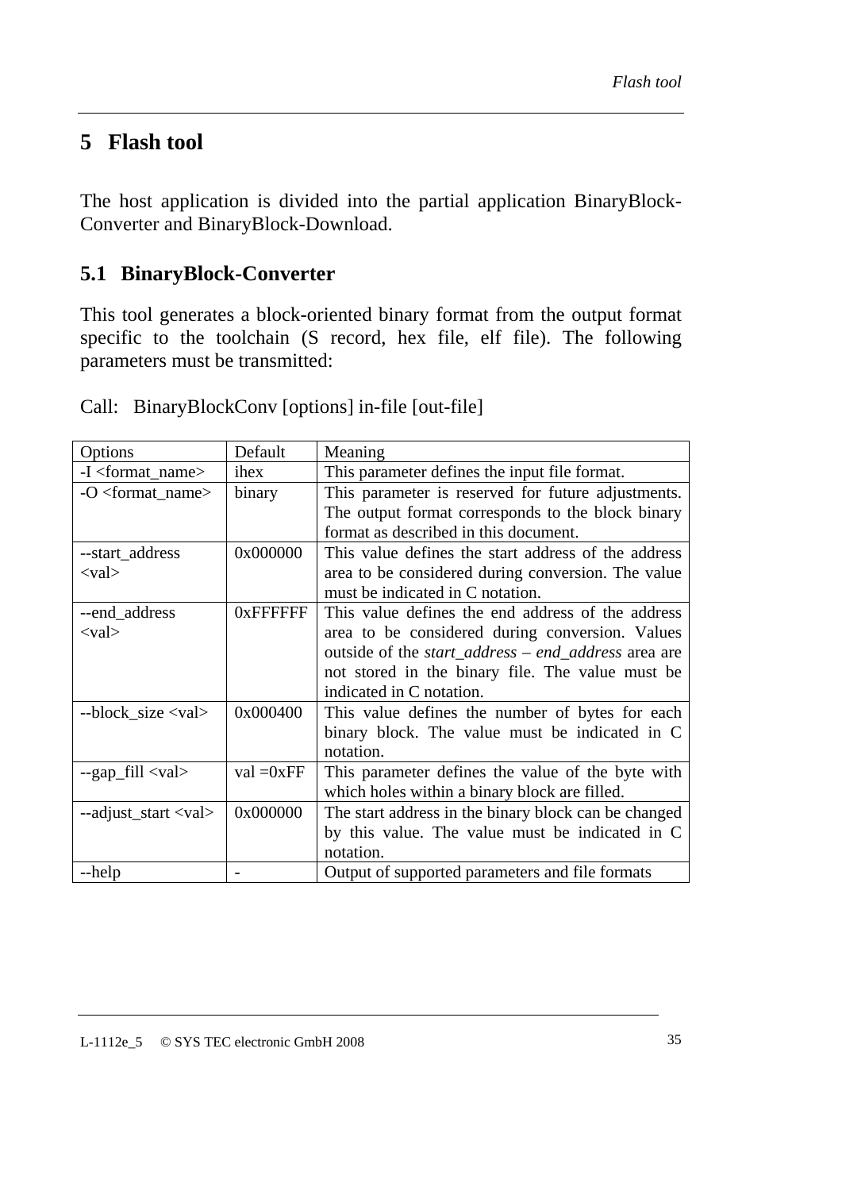# 5 Flash tool

The host application is divided into the partial application BinaryBlock-Converter and BinaryBlock-Download.

## 5.1 BinaryBlock-Converter

This tool generates a block-oriented binary format from the output format specific to the toolchain (S record, hex file, elf file). The following parameters must be transmitted:

Call: BinaryBlockConv [options] in-file [out-file]

| Options | Default | Meaning |
|---|---|---|
| -I <format_name> | ihex | This parameter defines the input file format. |
| -O <format_name> | binary | This parameter is reserved for future adjustments. The output format corresponds to the block binary format as described in this document. |
| --start_address <val> | 0x000000 | This value defines the start address of the address area to be considered during conversion. The value must be indicated in C notation. |
| --end_address <val> | 0xFFFFFF | This value defines the end address of the address area to be considered during conversion. Values outside of the *start_address* – *end_address* area are not stored in the binary file. The value must be indicated in C notation. |
| --block_size <val> | 0x000400 | This value defines the number of bytes for each binary block. The value must be indicated in C notation. |
| --gap_fill <val> | val =0xFF | This parameter defines the value of the byte with which holes within a binary block are filled. |
| --adjust_start <val> | 0x000000 | The start address in the binary block can be changed by this value. The value must be indicated in C notation. |
| --help | - | Output of supported parameters and file formats |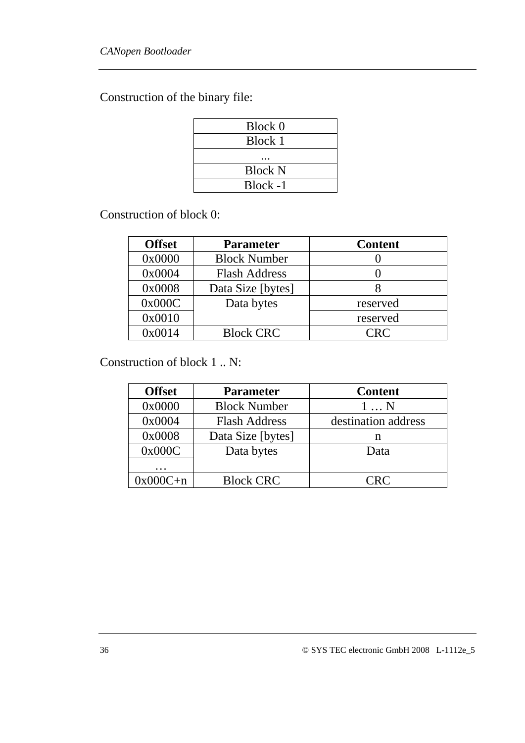Construction of the binary file:

| Block 0 |
|---|
| Block 1 |
| ... |
| Block N |
| Block -1 |

Construction of block 0:

| Offset | Parameter | Content |
|---|---|---|
| 0x0000 | Block Number | 0 |
| 0x0004 | Flash Address | 0 |
| 0x0008 | Data Size [bytes] | 8 |
| 0x000C | Data bytes | reserved |
| 0x0010 | | reserved |
| 0x0014 | Block CRC | CRC |

Construction of block 1 .. N:

| Offset | Parameter | Content |
|---|---|---|
| 0x0000 | Block Number | 1 … N |
| 0x0004 | Flash Address | destination address |
| 0x0008 | Data Size [bytes] | n |
| 0x000C | Data bytes | Data |
| … | | |
| 0x000C+n | Block CRC | CRC |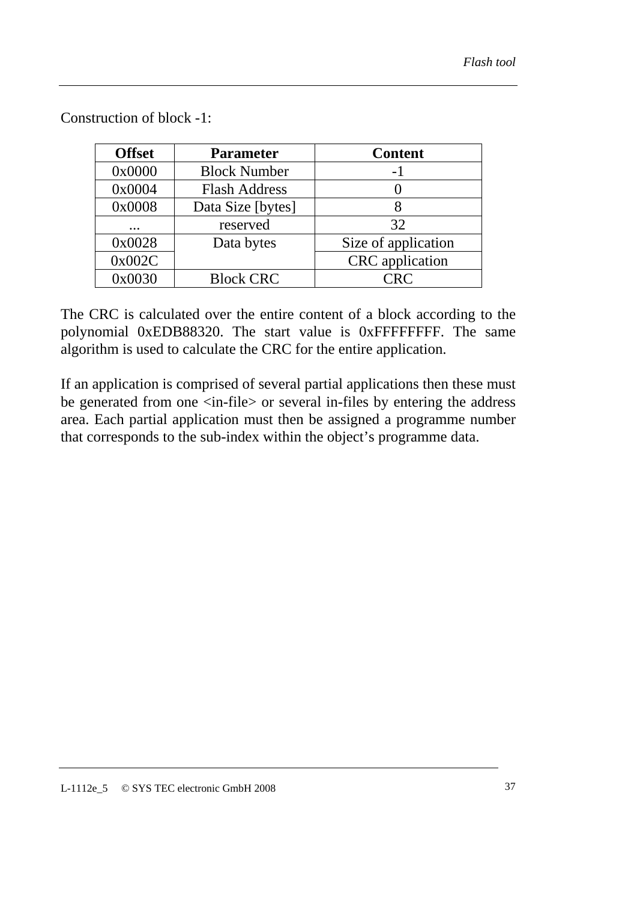Construction of block -1:

| Offset | Parameter | Content |
|---|---|---|
| 0x0000 | Block Number | -1 |
| 0x0004 | Flash Address | 0 |
| 0x0008 | Data Size [bytes] | 8 |
| ... | reserved | 32 |
| 0x0028 | Data bytes | Size of application |
| 0x002C | | CRC application |
| 0x0030 | Block CRC | CRC |

The CRC is calculated over the entire content of a block according to the polynomial 0xEDB88320. The start value is 0xFFFFFFFF. The same algorithm is used to calculate the CRC for the entire application.

If an application is comprised of several partial applications then these must be generated from one <in-file> or several in-files by entering the address area. Each partial application must then be assigned a programme number that corresponds to the sub-index within the object's programme data.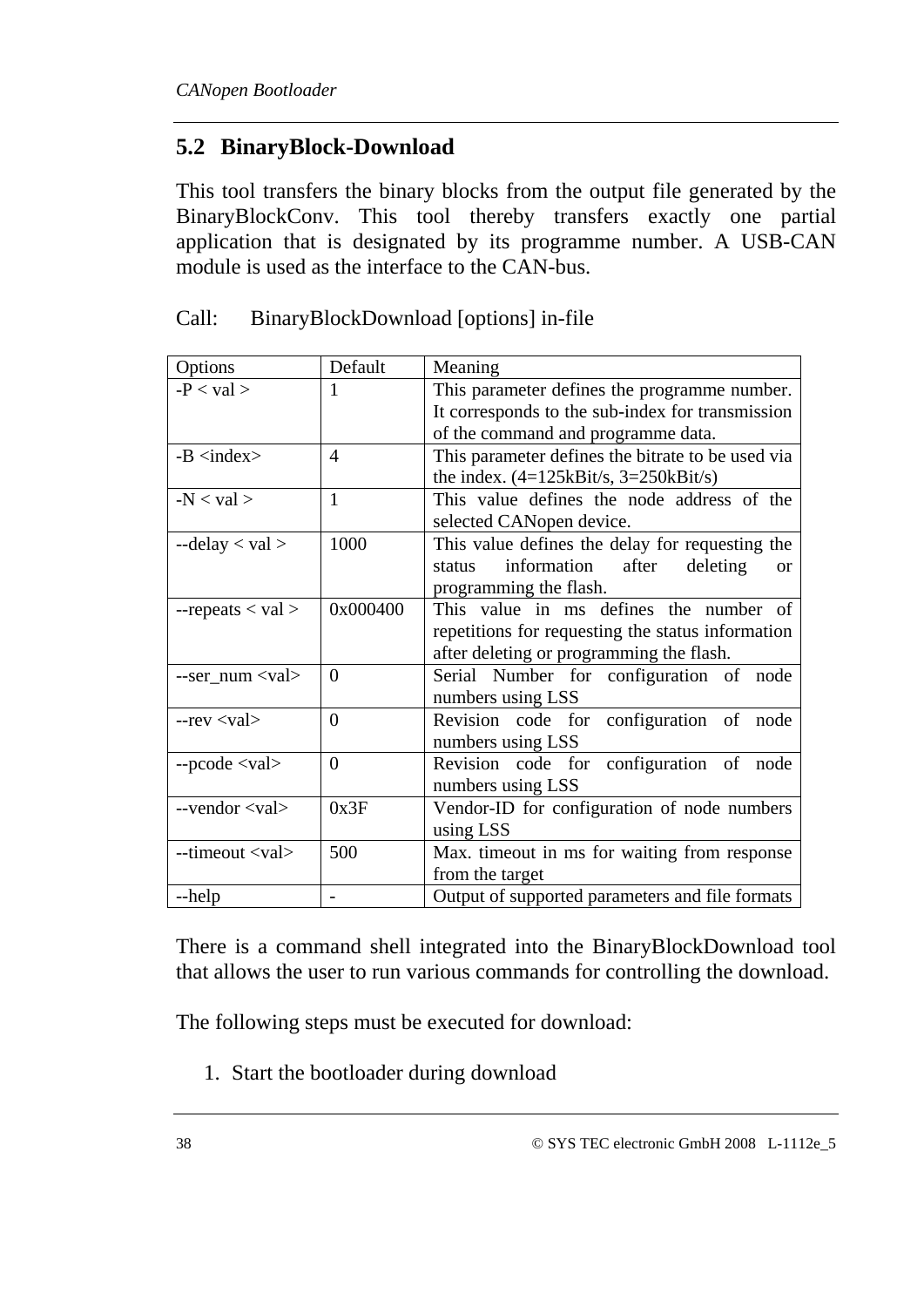## 5.2 BinaryBlock-Download

This tool transfers the binary blocks from the output file generated by the BinaryBlockConv. This tool thereby transfers exactly one partial application that is designated by its programme number. A USB-CAN module is used as the interface to the CAN-bus.

Call:  BinaryBlockDownload [options] in-file

| Options | Default | Meaning |
|---|---|---|
| -P < val > | 1 | This parameter defines the programme number. It corresponds to the sub-index for transmission of the command and programme data. |
| -B <index> | 4 | This parameter defines the bitrate to be used via the index. (4=125kBit/s, 3=250kBit/s) |
| -N < val > | 1 | This value defines the node address of the selected CANopen device. |
| --delay < val > | 1000 | This value defines the delay for requesting the status information after deleting or programming the flash. |
| --repeats < val > | 0x000400 | This value in ms defines the number of repetitions for requesting the status information after deleting or programming the flash. |
| --ser_num <val> | 0 | Serial Number for configuration of node numbers using LSS |
| --rev <val> | 0 | Revision code for configuration of node numbers using LSS |
| --pcode <val> | 0 | Revision code for configuration of node numbers using LSS |
| --vendor <val> | 0x3F | Vendor-ID for configuration of node numbers using LSS |
| --timeout <val> | 500 | Max. timeout in ms for waiting from response from the target |
| --help | - | Output of supported parameters and file formats |

There is a command shell integrated into the BinaryBlockDownload tool that allows the user to run various commands for controlling the download.

The following steps must be executed for download:

1. Start the bootloader during download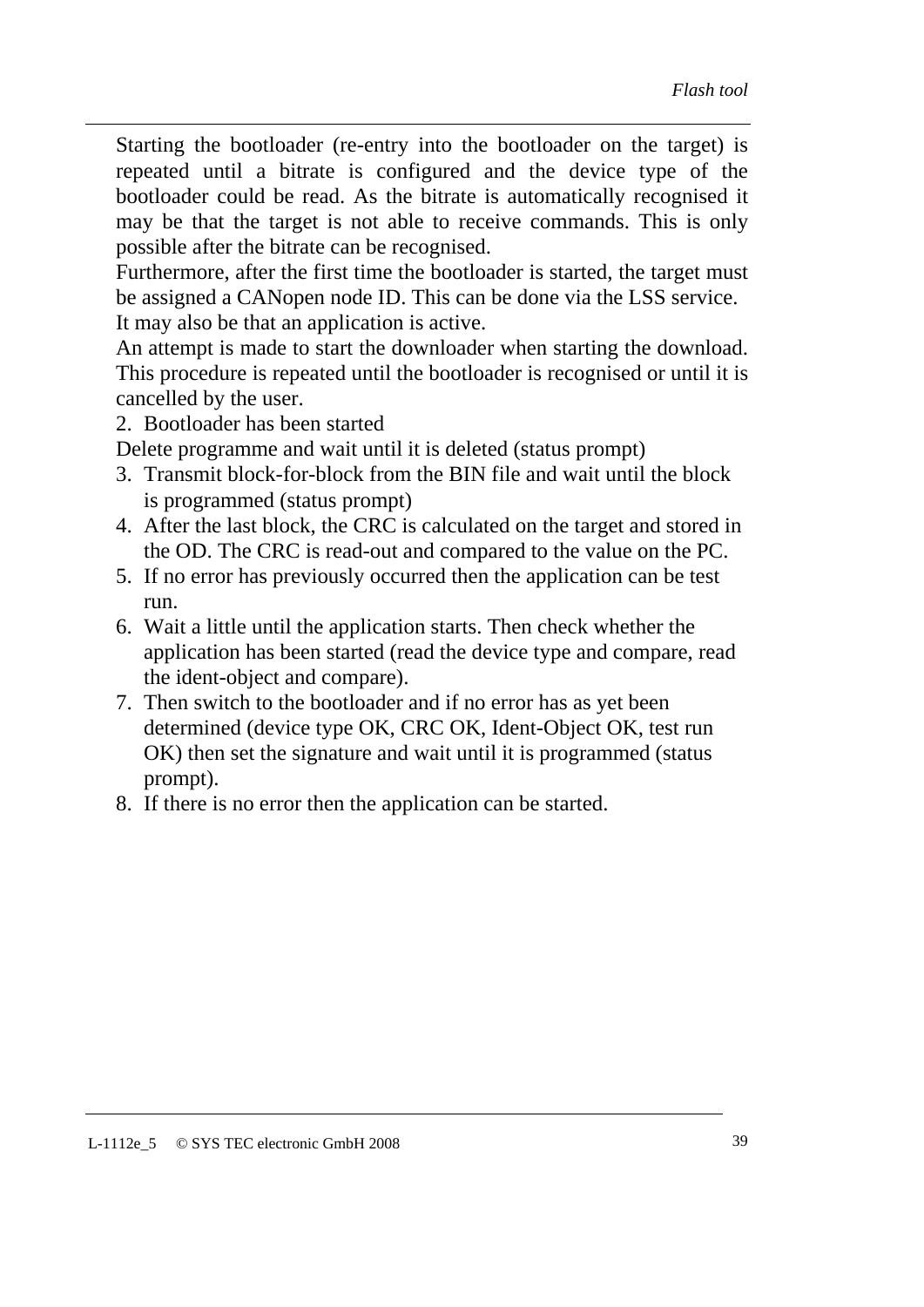Starting the bootloader (re-entry into the bootloader on the target) is repeated until a bitrate is configured and the device type of the bootloader could be read. As the bitrate is automatically recognised it may be that the target is not able to receive commands. This is only possible after the bitrate can be recognised.

Furthermore, after the first time the bootloader is started, the target must be assigned a CANopen node ID. This can be done via the LSS service.

It may also be that an application is active.

An attempt is made to start the downloader when starting the download. This procedure is repeated until the bootloader is recognised or until it is cancelled by the user.

2. Bootloader has been started

Delete programme and wait until it is deleted (status prompt)

3. Transmit block-for-block from the BIN file and wait until the block is programmed (status prompt)
4. After the last block, the CRC is calculated on the target and stored in the OD. The CRC is read-out and compared to the value on the PC.
5. If no error has previously occurred then the application can be test run.
6. Wait a little until the application starts. Then check whether the application has been started (read the device type and compare, read the ident-object and compare).
7. Then switch to the bootloader and if no error has as yet been determined (device type OK, CRC OK, Ident-Object OK, test run OK) then set the signature and wait until it is programmed (status prompt).
8. If there is no error then the application can be started.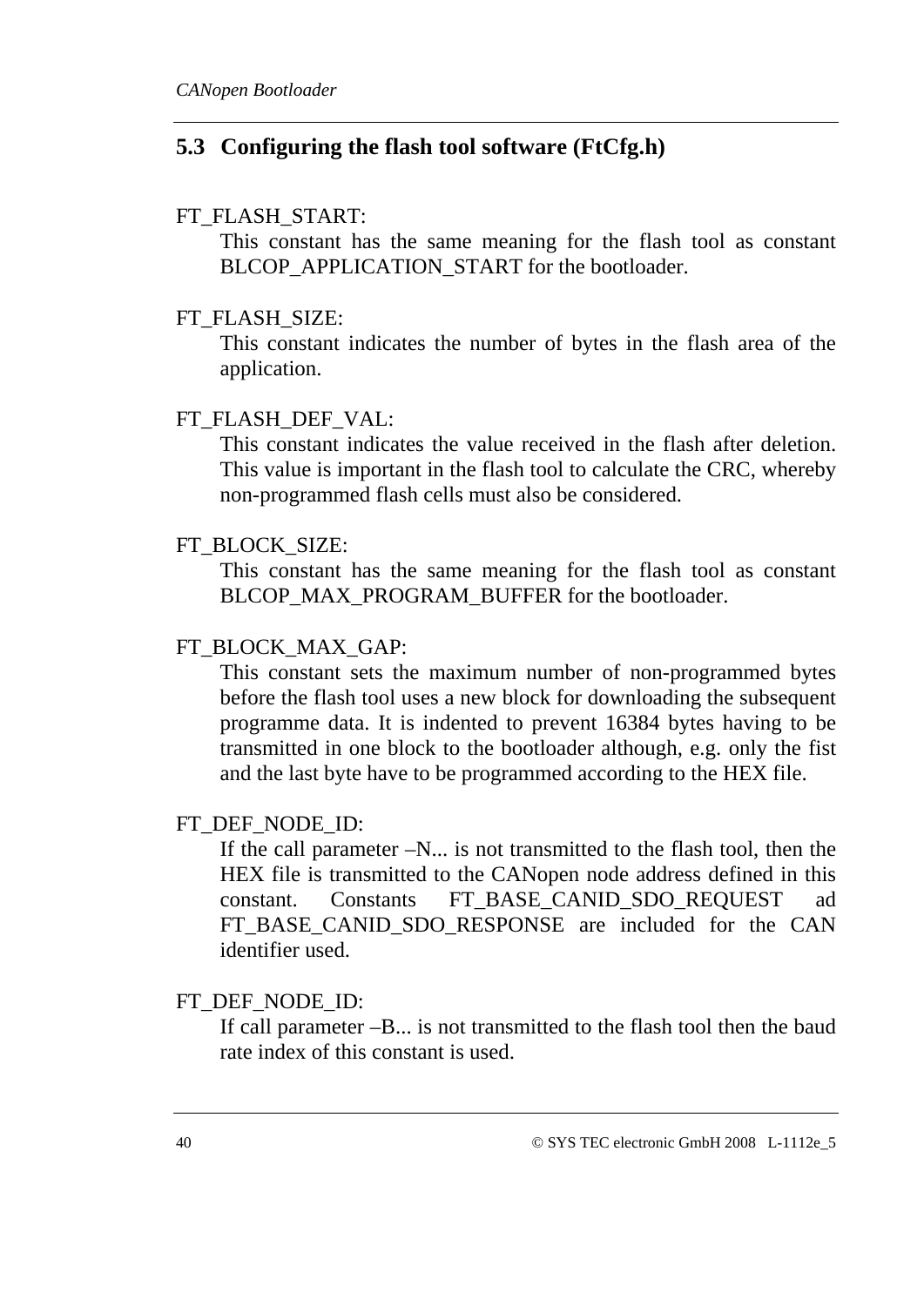## 5.3 Configuring the flash tool software (FtCfg.h)

FT_FLASH_START:

This constant has the same meaning for the flash tool as constant BLCOP_APPLICATION_START for the bootloader.

FT_FLASH_SIZE:

This constant indicates the number of bytes in the flash area of the application.

FT_FLASH_DEF_VAL:

This constant indicates the value received in the flash after deletion. This value is important in the flash tool to calculate the CRC, whereby non-programmed flash cells must also be considered.

FT_BLOCK_SIZE:

This constant has the same meaning for the flash tool as constant BLCOP_MAX_PROGRAM_BUFFER for the bootloader.

FT_BLOCK_MAX_GAP:

This constant sets the maximum number of non-programmed bytes before the flash tool uses a new block for downloading the subsequent programme data. It is indented to prevent 16384 bytes having to be transmitted in one block to the bootloader although, e.g. only the fist and the last byte have to be programmed according to the HEX file.

FT_DEF_NODE_ID:

If the call parameter –N... is not transmitted to the flash tool, then the HEX file is transmitted to the CANopen node address defined in this constant. Constants FT_BASE_CANID_SDO_REQUEST ad FT_BASE_CANID_SDO_RESPONSE are included for the CAN identifier used.

FT_DEF_NODE_ID:

If call parameter –B... is not transmitted to the flash tool then the baud rate index of this constant is used.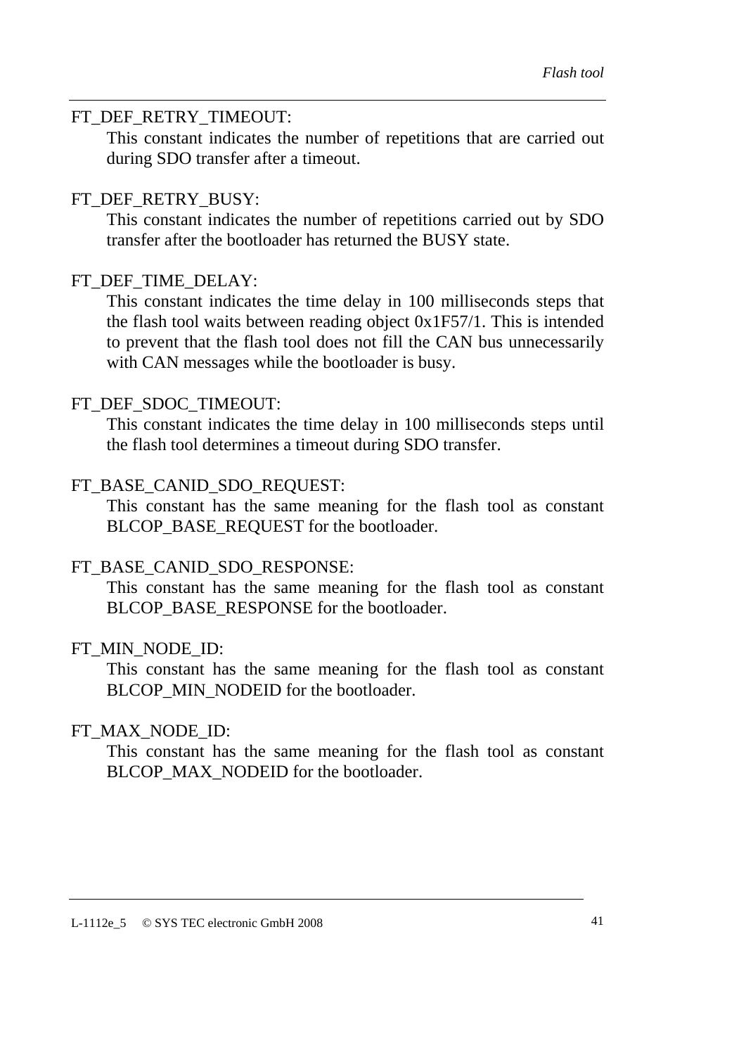FT_DEF_RETRY_TIMEOUT:

This constant indicates the number of repetitions that are carried out during SDO transfer after a timeout.

FT_DEF_RETRY_BUSY:

This constant indicates the number of repetitions carried out by SDO transfer after the bootloader has returned the BUSY state.

FT_DEF_TIME_DELAY:

This constant indicates the time delay in 100 milliseconds steps that the flash tool waits between reading object 0x1F57/1. This is intended to prevent that the flash tool does not fill the CAN bus unnecessarily with CAN messages while the bootloader is busy.

FT_DEF_SDOC_TIMEOUT:

This constant indicates the time delay in 100 milliseconds steps until the flash tool determines a timeout during SDO transfer.

FT_BASE_CANID_SDO_REQUEST:

This constant has the same meaning for the flash tool as constant BLCOP_BASE_REQUEST for the bootloader.

FT_BASE_CANID_SDO_RESPONSE:

This constant has the same meaning for the flash tool as constant BLCOP_BASE_RESPONSE for the bootloader.

FT_MIN_NODE_ID:

This constant has the same meaning for the flash tool as constant BLCOP_MIN_NODEID for the bootloader.

FT_MAX_NODE_ID:

This constant has the same meaning for the flash tool as constant BLCOP_MAX_NODEID for the bootloader.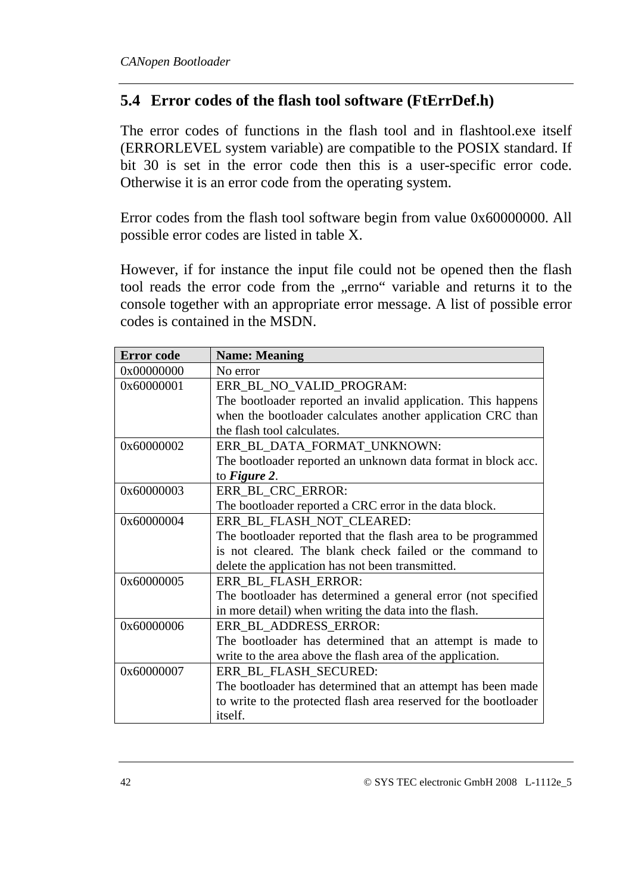## 5.4 Error codes of the flash tool software (FtErrDef.h)

The error codes of functions in the flash tool and in flashtool.exe itself (ERRORLEVEL system variable) are compatible to the POSIX standard. If bit 30 is set in the error code then this is a user-specific error code. Otherwise it is an error code from the operating system.

Error codes from the flash tool software begin from value 0x60000000. All possible error codes are listed in table X.

However, if for instance the input file could not be opened then the flash tool reads the error code from the „errno" variable and returns it to the console together with an appropriate error message. A list of possible error codes is contained in the MSDN.

| Error code | Name: Meaning |
|---|---|
| 0x00000000 | No error |
| 0x60000001 | ERR_BL_NO_VALID_PROGRAM:<br>The bootloader reported an invalid application. This happens when the bootloader calculates another application CRC than the flash tool calculates. |
| 0x60000002 | ERR_BL_DATA_FORMAT_UNKNOWN:<br>The bootloader reported an unknown data format in block acc. to ***Figure 2***. |
| 0x60000003 | ERR_BL_CRC_ERROR:<br>The bootloader reported a CRC error in the data block. |
| 0x60000004 | ERR_BL_FLASH_NOT_CLEARED:<br>The bootloader reported that the flash area to be programmed is not cleared. The blank check failed or the command to delete the application has not been transmitted. |
| 0x60000005 | ERR_BL_FLASH_ERROR:<br>The bootloader has determined a general error (not specified in more detail) when writing the data into the flash. |
| 0x60000006 | ERR_BL_ADDRESS_ERROR:<br>The bootloader has determined that an attempt is made to write to the area above the flash area of the application. |
| 0x60000007 | ERR_BL_FLASH_SECURED:<br>The bootloader has determined that an attempt has been made to write to the protected flash area reserved for the bootloader itself. |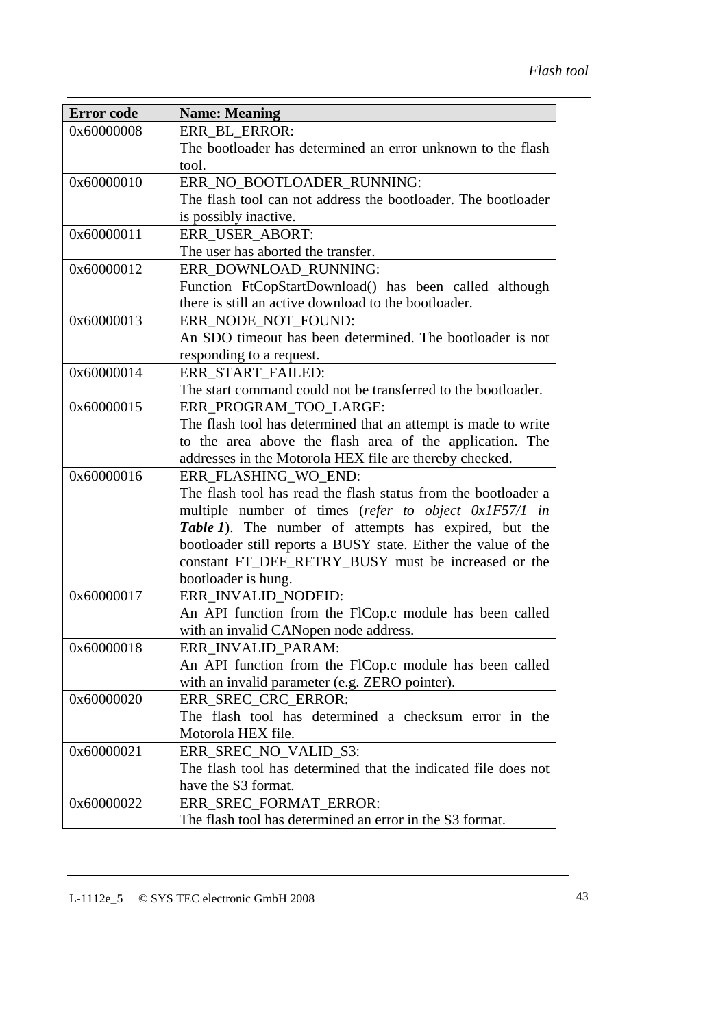| Error code | Name: Meaning |
|---|---|
| 0x60000008 | ERR_BL_ERROR:<br>The bootloader has determined an error unknown to the flash tool. |
| 0x60000010 | ERR_NO_BOOTLOADER_RUNNING:<br>The flash tool can not address the bootloader. The bootloader is possibly inactive. |
| 0x60000011 | ERR_USER_ABORT:<br>The user has aborted the transfer. |
| 0x60000012 | ERR_DOWNLOAD_RUNNING:<br>Function FtCopStartDownload() has been called although there is still an active download to the bootloader. |
| 0x60000013 | ERR_NODE_NOT_FOUND:<br>An SDO timeout has been determined. The bootloader is not responding to a request. |
| 0x60000014 | ERR_START_FAILED:<br>The start command could not be transferred to the bootloader. |
| 0x60000015 | ERR_PROGRAM_TOO_LARGE:<br>The flash tool has determined that an attempt is made to write to the area above the flash area of the application. The addresses in the Motorola HEX file are thereby checked. |
| 0x60000016 | ERR_FLASHING_WO_END:<br>The flash tool has read the flash status from the bootloader a multiple number of times (*refer to object 0x1F57/1 in **Table 1***). The number of attempts has expired, but the bootloader still reports a BUSY state. Either the value of the constant FT_DEF_RETRY_BUSY must be increased or the bootloader is hung. |
| 0x60000017 | ERR_INVALID_NODEID:<br>An API function from the FlCop.c module has been called with an invalid CANopen node address. |
| 0x60000018 | ERR_INVALID_PARAM:<br>An API function from the FlCop.c module has been called with an invalid parameter (e.g. ZERO pointer). |
| 0x60000020 | ERR_SREC_CRC_ERROR:<br>The flash tool has determined a checksum error in the Motorola HEX file. |
| 0x60000021 | ERR_SREC_NO_VALID_S3:<br>The flash tool has determined that the indicated file does not have the S3 format. |
| 0x60000022 | ERR_SREC_FORMAT_ERROR:<br>The flash tool has determined an error in the S3 format. |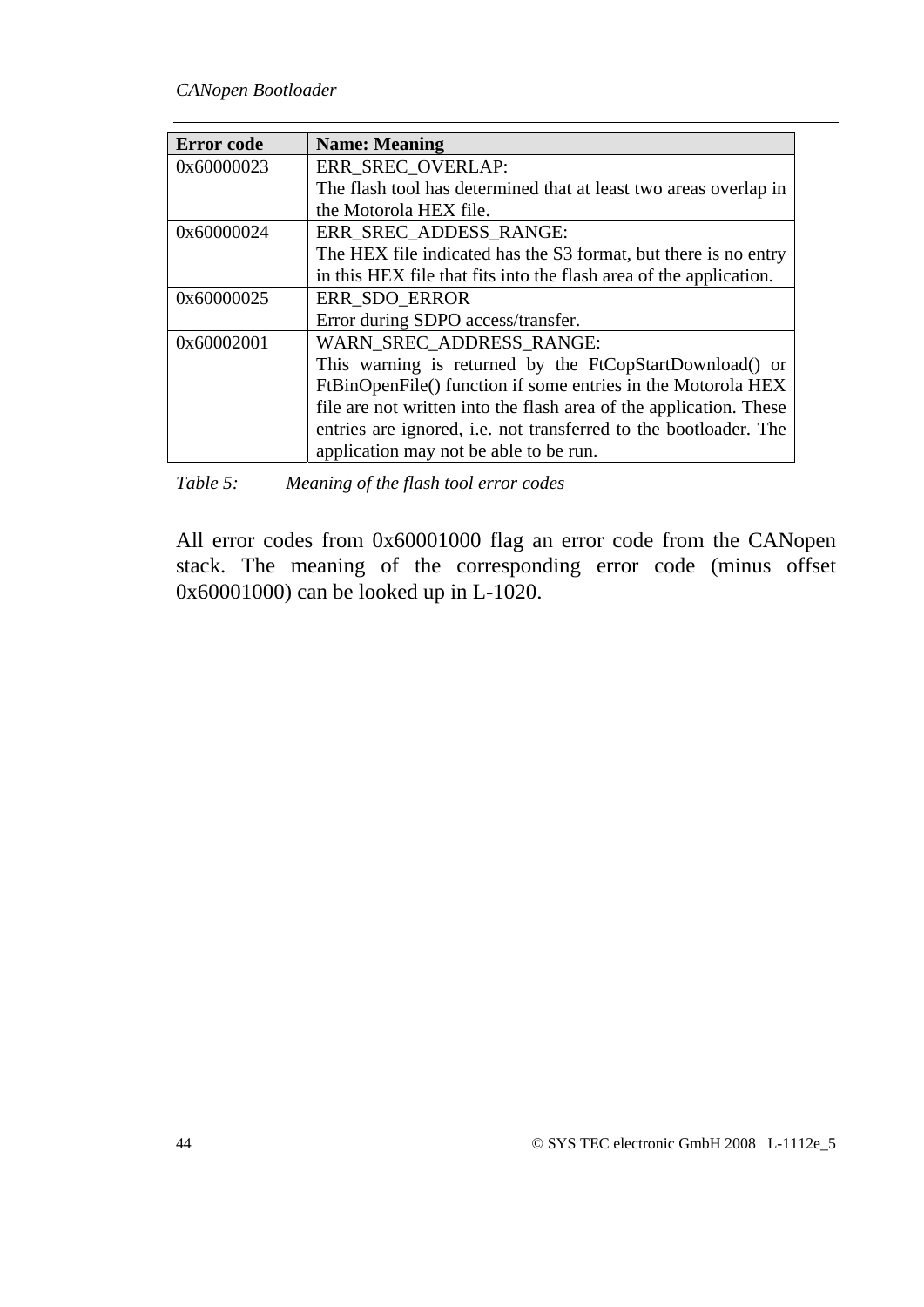| Error code | Name: Meaning |
|---|---|
| 0x60000023 | ERR_SREC_OVERLAP:<br>The flash tool has determined that at least two areas overlap in the Motorola HEX file. |
| 0x60000024 | ERR_SREC_ADDESS_RANGE:<br>The HEX file indicated has the S3 format, but there is no entry in this HEX file that fits into the flash area of the application. |
| 0x60000025 | ERR_SDO_ERROR<br>Error during SDPO access/transfer. |
| 0x60002001 | WARN_SREC_ADDRESS_RANGE:<br>This warning is returned by the FtCopStartDownload() or FtBinOpenFile() function if some entries in the Motorola HEX file are not written into the flash area of the application. These entries are ignored, i.e. not transferred to the bootloader. The application may not be able to be run. |

*Table 5: Meaning of the flash tool error codes*

All error codes from 0x60001000 flag an error code from the CANopen stack. The meaning of the corresponding error code (minus offset 0x60001000) can be looked up in L-1020.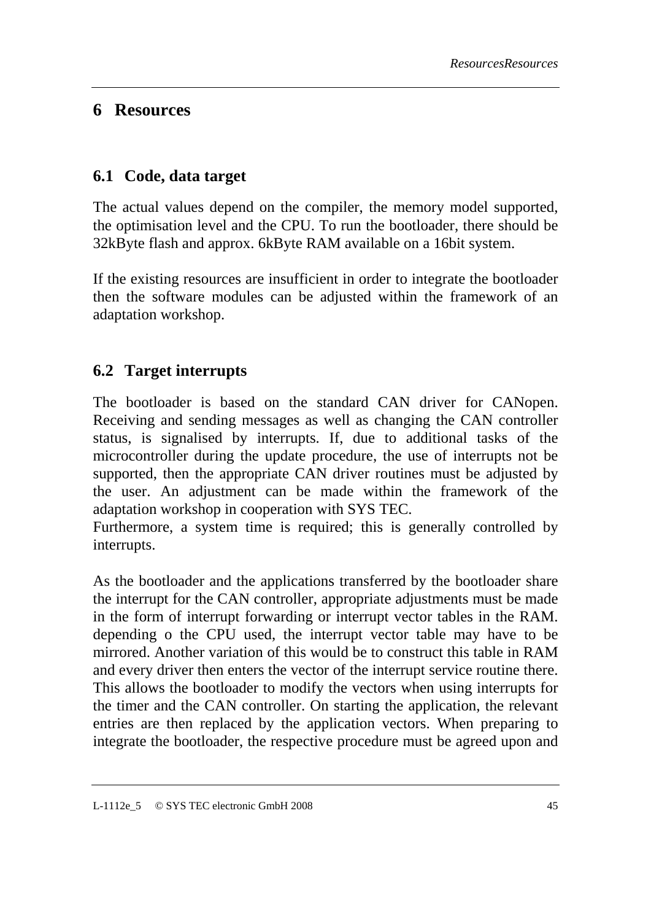# 6 Resources

## 6.1 Code, data target

The actual values depend on the compiler, the memory model supported, the optimisation level and the CPU. To run the bootloader, there should be 32kByte flash and approx. 6kByte RAM available on a 16bit system.

If the existing resources are insufficient in order to integrate the bootloader then the software modules can be adjusted within the framework of an adaptation workshop.

## 6.2 Target interrupts

The bootloader is based on the standard CAN driver for CANopen. Receiving and sending messages as well as changing the CAN controller status, is signalised by interrupts. If, due to additional tasks of the microcontroller during the update procedure, the use of interrupts not be supported, then the appropriate CAN driver routines must be adjusted by the user. An adjustment can be made within the framework of the adaptation workshop in cooperation with SYS TEC.
Furthermore, a system time is required; this is generally controlled by interrupts.

As the bootloader and the applications transferred by the bootloader share the interrupt for the CAN controller, appropriate adjustments must be made in the form of interrupt forwarding or interrupt vector tables in the RAM. depending o the CPU used, the interrupt vector table may have to be mirrored. Another variation of this would be to construct this table in RAM and every driver then enters the vector of the interrupt service routine there. This allows the bootloader to modify the vectors when using interrupts for the timer and the CAN controller. On starting the application, the relevant entries are then replaced by the application vectors. When preparing to integrate the bootloader, the respective procedure must be agreed upon and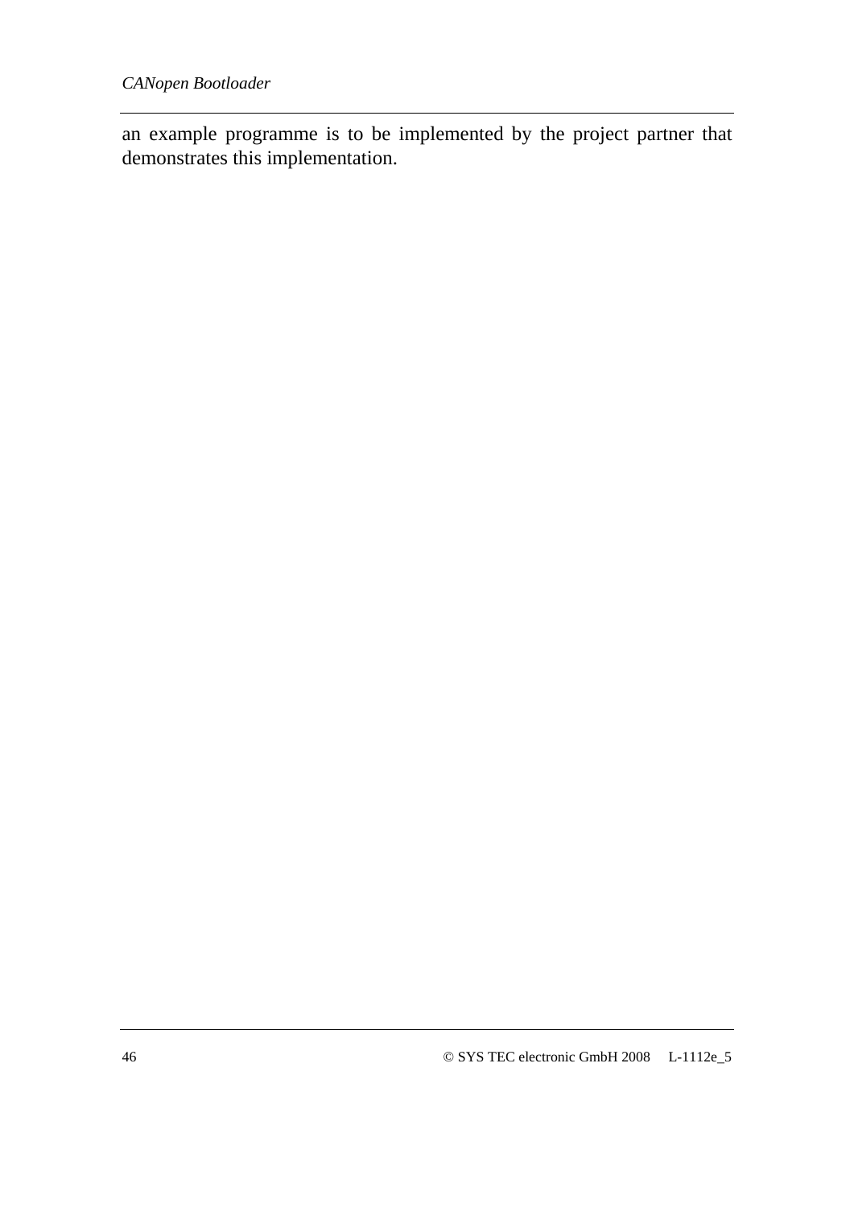an example programme is to be implemented by the project partner that demonstrates this implementation.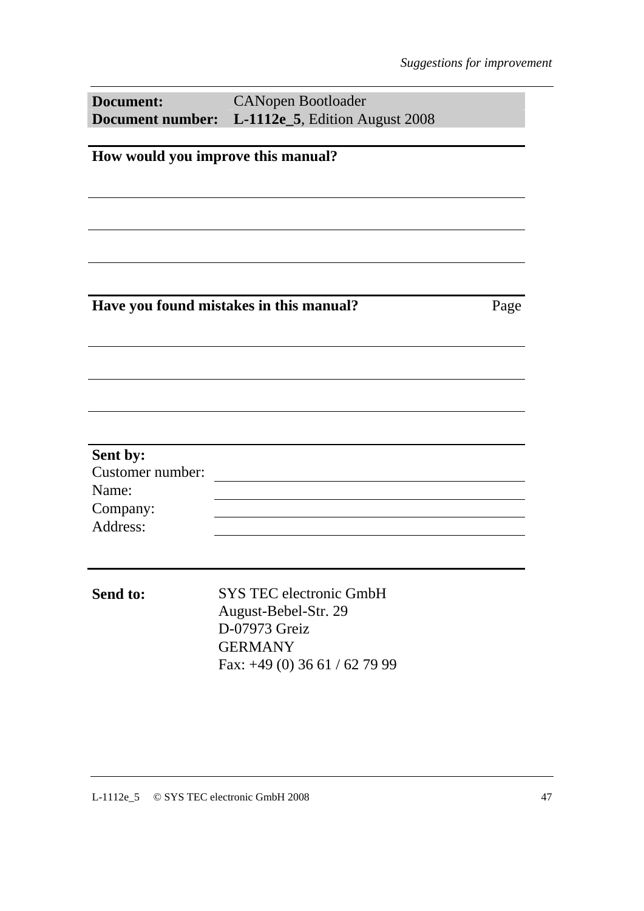**Document:** CANopen Bootloader
**Document number:** **L-1112e_5**, Edition August 2008

**How would you improve this manual?**

**Have you found mistakes in this manual?** Page

**Sent by:**

Customer number:

Name:

Company:

Address:

**Send to:**

SYS TEC electronic GmbH
August-Bebel-Str. 29
D-07973 Greiz
GERMANY
Fax: +49 (0) 36 61 / 62 79 99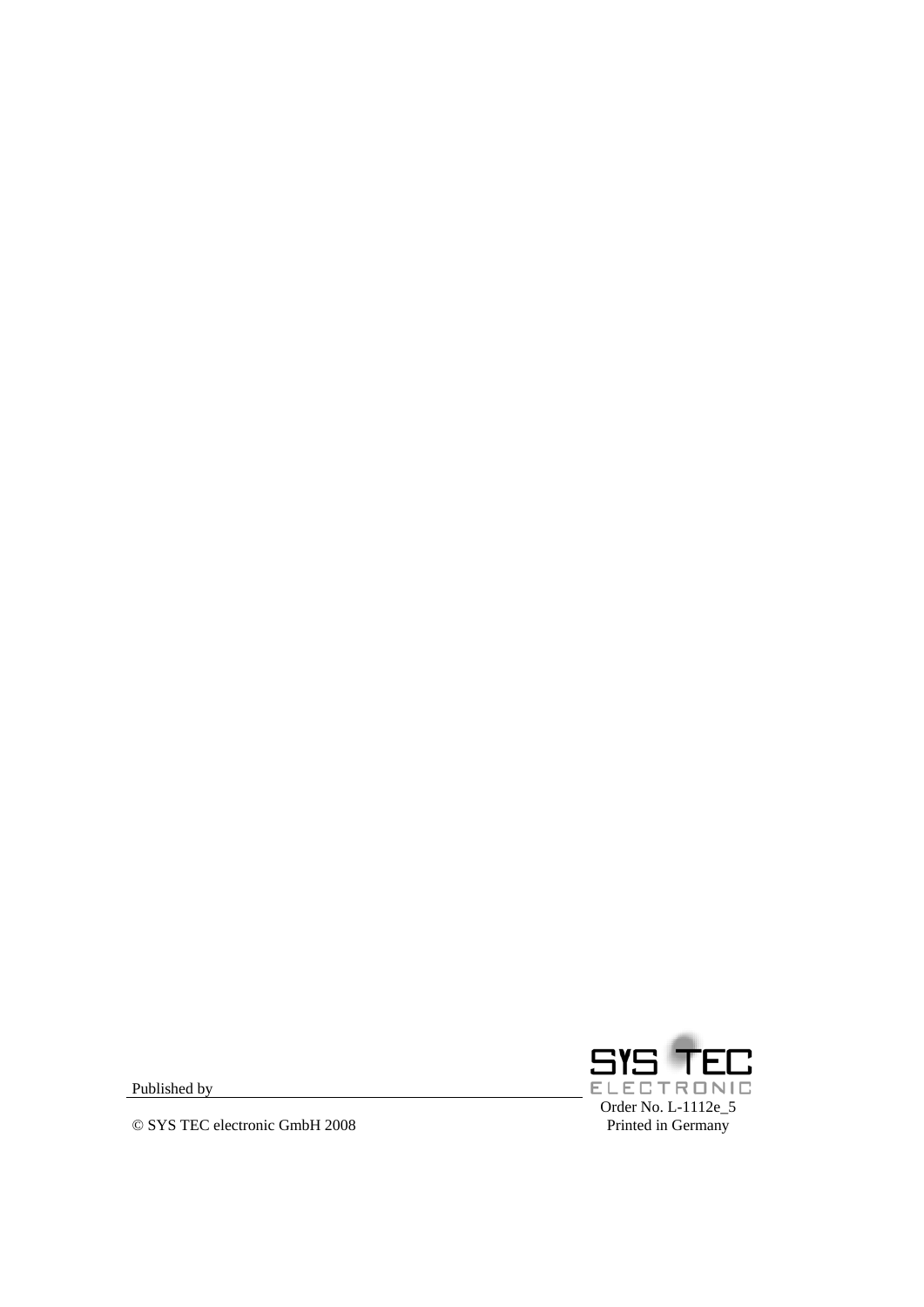Published by

SYS TEC ELECTRONIC

© SYS TEC electronic GmbH 2008

Order No. L-1112e_5
Printed in Germany